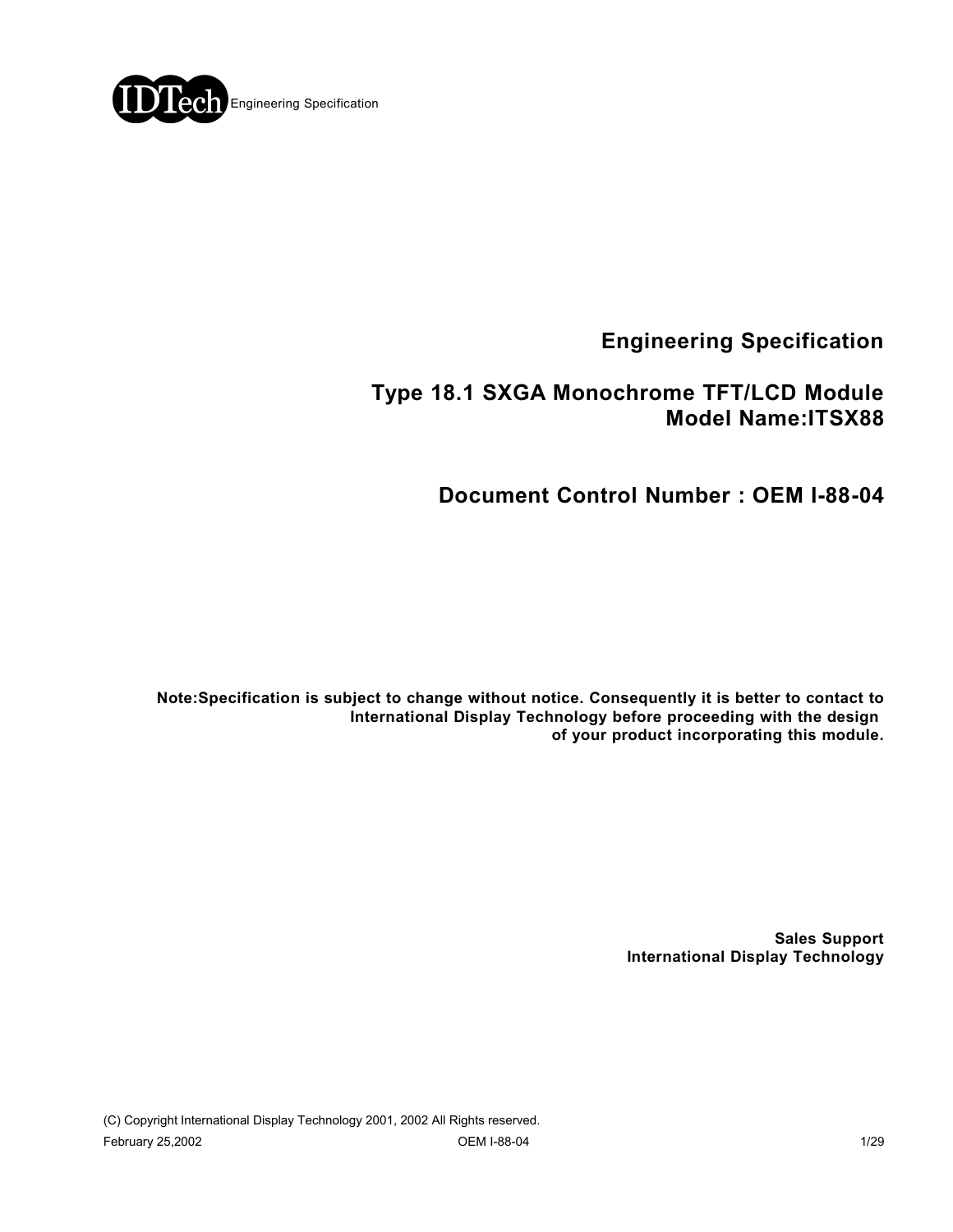# Engineering Specification

## Type 18.1 SXGA Monochrome TFT/LCD Module
## Model Name:ITSX88

## Document Control Number : OEM I-88-04

**Note:Specification is subject to change without notice. Consequently it is better to contact to International Display Technology before proceeding with the design of your product incorporating this module.**

**Sales Support**
**International Display Technology**

(C) Copyright International Display Technology 2001, 2002 All Rights reserved.

February 25,2002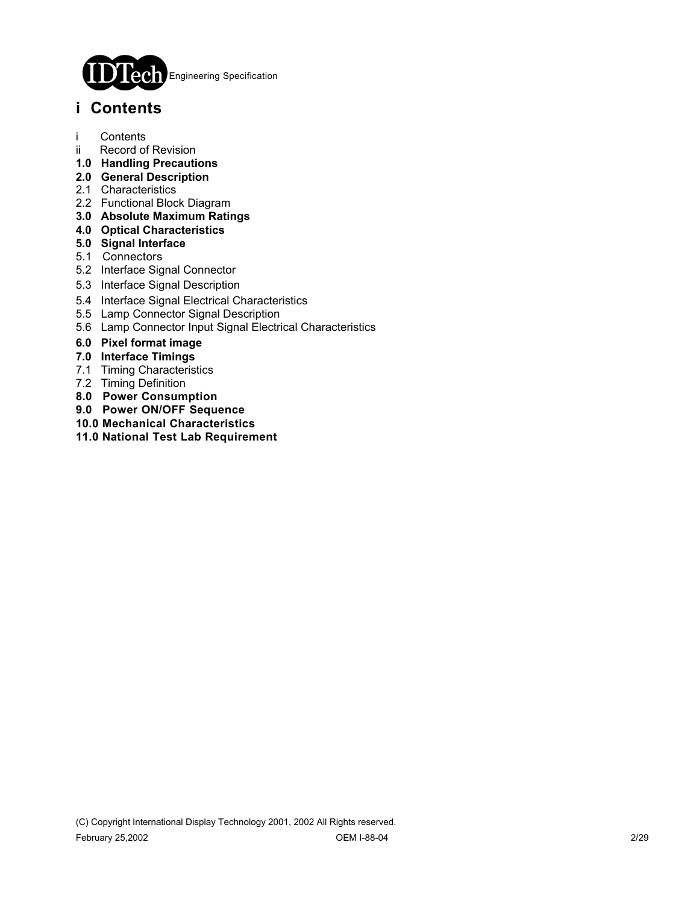# i Contents

i Contents
ii Record of Revision
**1.0 Handling Precautions**
**2.0 General Description**
2.1 Characteristics
2.2 Functional Block Diagram
**3.0 Absolute Maximum Ratings**
**4.0 Optical Characteristics**
**5.0 Signal Interface**
5.1 Connectors
5.2 Interface Signal Connector
5.3 Interface Signal Description
5.4 Interface Signal Electrical Characteristics
5.5 Lamp Connector Signal Description
5.6 Lamp Connector Input Signal Electrical Characteristics
**6.0 Pixel format image**
**7.0 Interface Timings**
7.1 Timing Characteristics
7.2 Timing Definition
**8.0 Power Consumption**
**9.0 Power ON/OFF Sequence**
**10.0 Mechanical Characteristics**
**11.0 National Test Lab Requirement**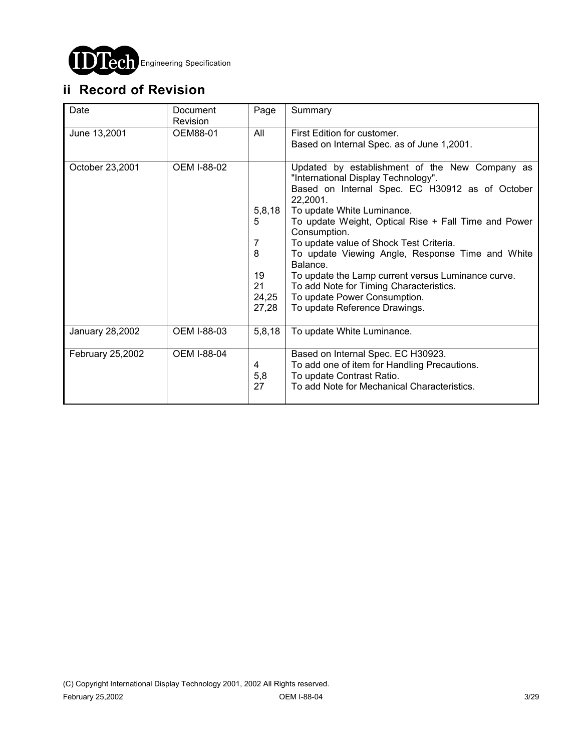## ii Record of Revision

| Date | Document Revision | Page | Summary |
|---|---|---|---|
| June 13,2001 | OEM88-01 | All | First Edition for customer.<br>Based on Internal Spec. as of June 1,2001. |
| October 23,2001 | OEM I-88-02 | <br><br><br>5,8,18<br>5<br><br>7<br>8<br><br>19<br>21<br>24,25<br>27,28 | Updated by establishment of the New Company as "International Display Technology".<br>Based on Internal Spec. EC H30912 as of October 22,2001.<br>To update White Luminance.<br>To update Weight, Optical Rise + Fall Time and Power Consumption.<br>To update value of Shock Test Criteria.<br>To update Viewing Angle, Response Time and White Balance.<br>To update the Lamp current versus Luminance curve.<br>To add Note for Timing Characteristics.<br>To update Power Consumption.<br>To update Reference Drawings. |
| January 28,2002 | OEM I-88-03 | 5,8,18 | To update White Luminance. |
| February 25,2002 | OEM I-88-04 | <br>4<br>5,8<br>27 | Based on Internal Spec. EC H30923.<br>To add one of item for Handling Precautions.<br>To update Contrast Ratio.<br>To add Note for Mechanical Characteristics. |

(C) Copyright International Display Technology 2001, 2002 All Rights reserved.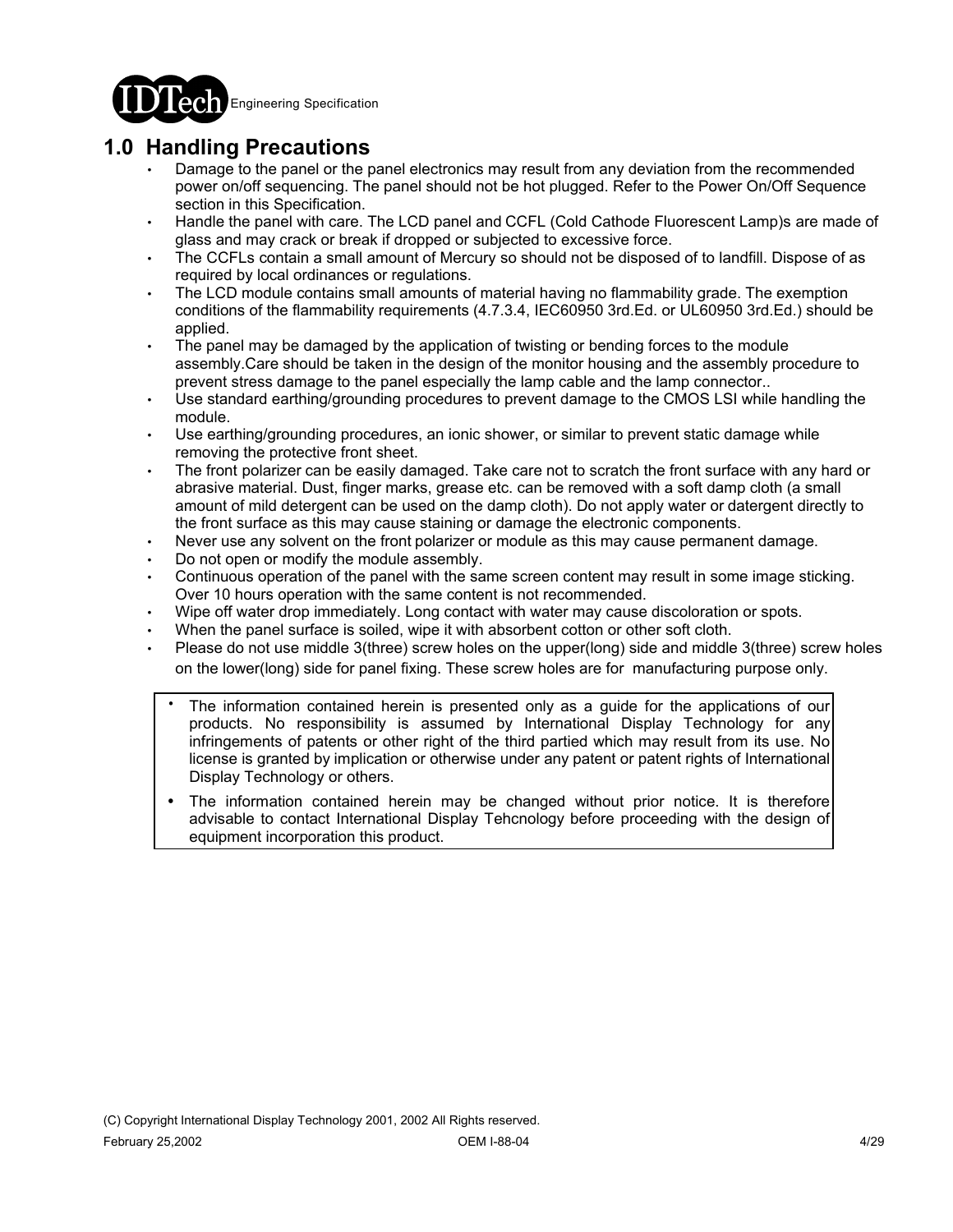# 1.0 Handling Precautions

- Damage to the panel or the panel electronics may result from any deviation from the recommended power on/off sequencing. The panel should not be hot plugged. Refer to the Power On/Off Sequence section in this Specification.
- Handle the panel with care. The LCD panel and CCFL (Cold Cathode Fluorescent Lamp)s are made of glass and may crack or break if dropped or subjected to excessive force.
- The CCFLs contain a small amount of Mercury so should not be disposed of to landfill. Dispose of as required by local ordinances or regulations.
- The LCD module contains small amounts of material having no flammability grade. The exemption conditions of the flammability requirements (4.7.3.4, IEC60950 3rd.Ed. or UL60950 3rd.Ed.) should be applied.
- The panel may be damaged by the application of twisting or bending forces to the module assembly.Care should be taken in the design of the monitor housing and the assembly procedure to prevent stress damage to the panel especially the lamp cable and the lamp connector..
- Use standard earthing/grounding procedures to prevent damage to the CMOS LSI while handling the module.
- Use earthing/grounding procedures, an ionic shower, or similar to prevent static damage while removing the protective front sheet.
- The front polarizer can be easily damaged. Take care not to scratch the front surface with any hard or abrasive material. Dust, finger marks, grease etc. can be removed with a soft damp cloth (a small amount of mild detergent can be used on the damp cloth). Do not apply water or datergent directly to the front surface as this may cause staining or damage the electronic components.
- Never use any solvent on the front polarizer or module as this may cause permanent damage.
- Do not open or modify the module assembly.
- Continuous operation of the panel with the same screen content may result in some image sticking. Over 10 hours operation with the same content is not recommended.
- Wipe off water drop immediately. Long contact with water may cause discoloration or spots.
- When the panel surface is soiled, wipe it with absorbent cotton or other soft cloth.
- Please do not use middle 3(three) screw holes on the upper(long) side and middle 3(three) screw holes on the lower(long) side for panel fixing. These screw holes are for manufacturing purpose only.

- The information contained herein is presented only as a guide for the applications of our products. No responsibility is assumed by International Display Technology for any infringements of patents or other right of the third partied which may result from its use. No license is granted by implication or otherwise under any patent or patent rights of International Display Technology or others.
- The information contained herein may be changed without prior notice. It is therefore advisable to contact International Display Tehcnology before proceeding with the design of equipment incorporation this product.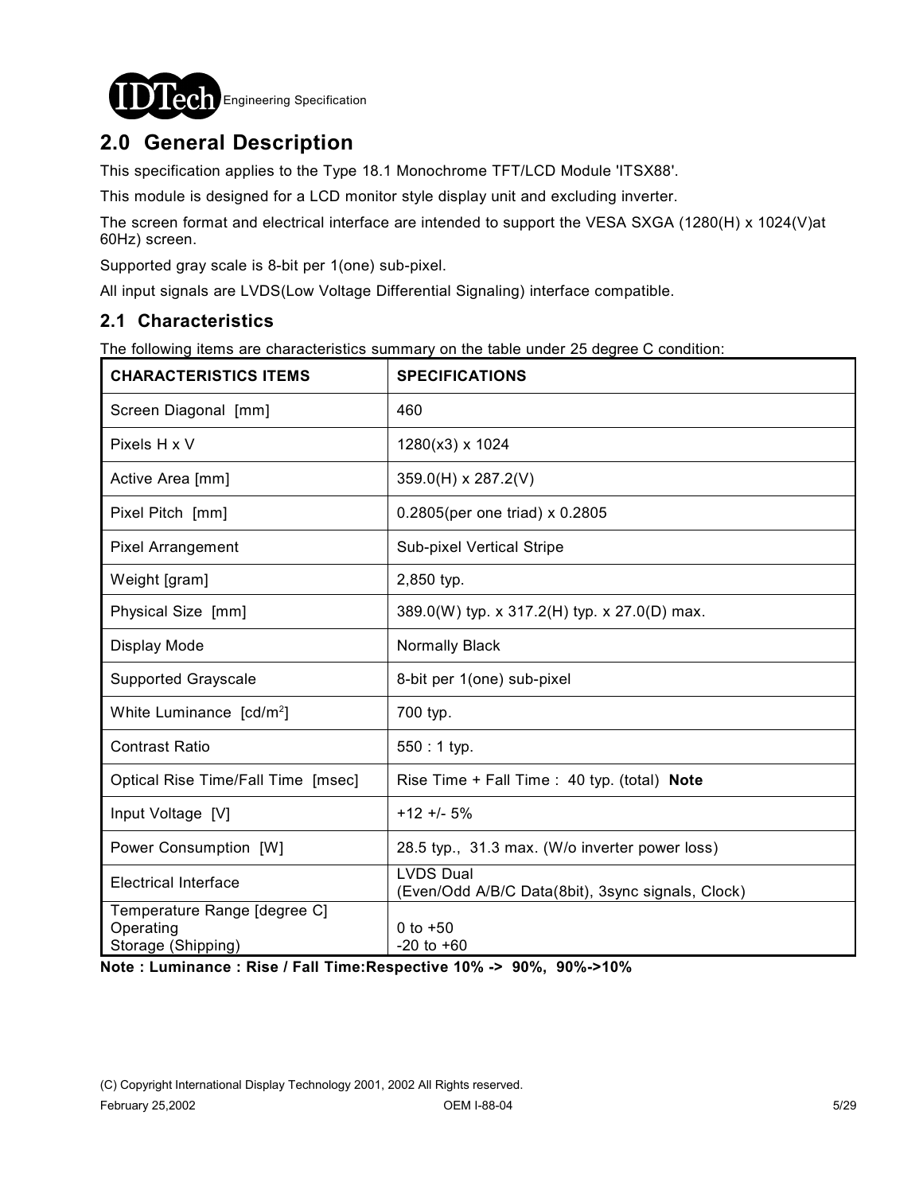## 2.0 General Description

This specification applies to the Type 18.1 Monochrome TFT/LCD Module 'ITSX88'.

This module is designed for a LCD monitor style display unit and excluding inverter.

The screen format and electrical interface are intended to support the VESA SXGA (1280(H) x 1024(V)at 60Hz) screen.

Supported gray scale is 8-bit per 1(one) sub-pixel.

All input signals are LVDS(Low Voltage Differential Signaling) interface compatible.

### 2.1 Characteristics

The following items are characteristics summary on the table under 25 degree C condition:

| CHARACTERISTICS ITEMS | SPECIFICATIONS |
|---|---|
| Screen Diagonal [mm] | 460 |
| Pixels H x V | 1280(x3) x 1024 |
| Active Area [mm] | 359.0(H) x 287.2(V) |
| Pixel Pitch [mm] | 0.2805(per one triad) x 0.2805 |
| Pixel Arrangement | Sub-pixel Vertical Stripe |
| Weight [gram] | 2,850 typ. |
| Physical Size [mm] | 389.0(W) typ. x 317.2(H) typ. x 27.0(D) max. |
| Display Mode | Normally Black |
| Supported Grayscale | 8-bit per 1(one) sub-pixel |
| White Luminance [cd/m$^2$] | 700 typ. |
| Contrast Ratio | 550 : 1 typ. |
| Optical Rise Time/Fall Time [msec] | Rise Time + Fall Time : 40 typ. (total) **Note** |
| Input Voltage [V] | +12 +/- 5% |
| Power Consumption [W] | 28.5 typ., 31.3 max. (W/o inverter power loss) |
| Electrical Interface | LVDS Dual<br>(Even/Odd A/B/C Data(8bit), 3sync signals, Clock) |
| Temperature Range [degree C]<br>Operating<br>Storage (Shipping) | <br>0 to +50<br>-20 to +60 |

**Note : Luminance : Rise / Fall Time:Respective 10% -> 90%, 90%->10%**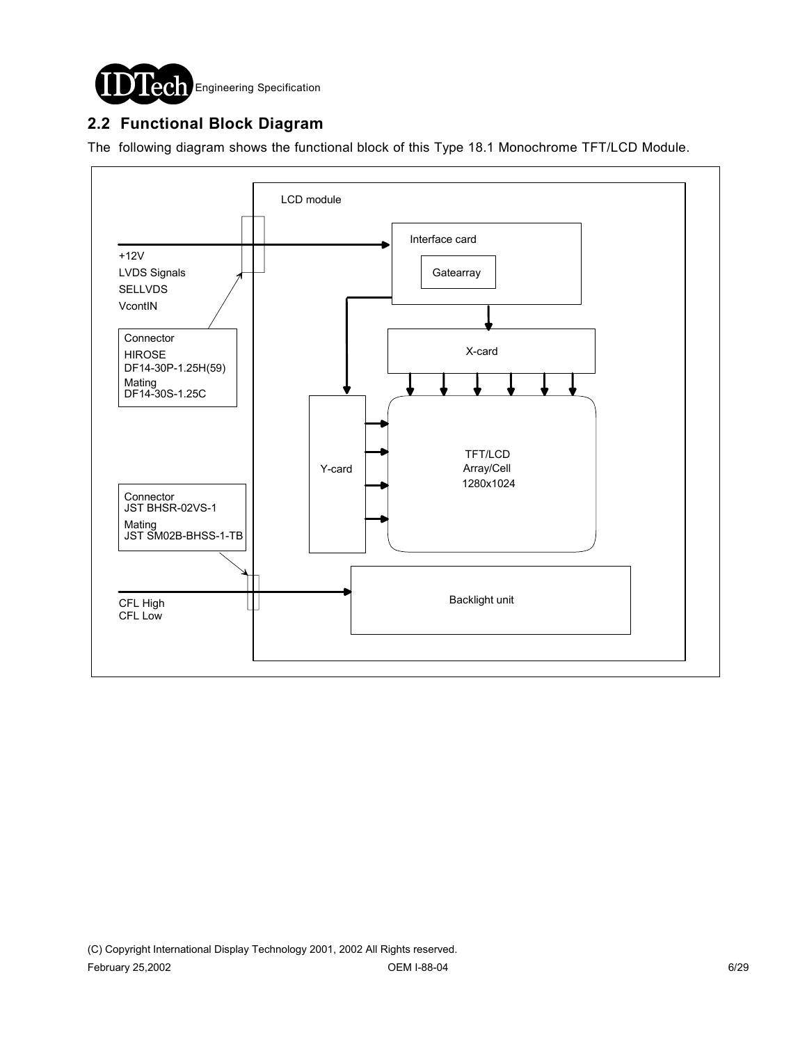## 2.2 Functional Block Diagram

The following diagram shows the functional block of this Type 18.1 Monochrome TFT/LCD Module.

LCD module

+12V
LVDS Signals
SELLVDS
VcontIN

Connector
HIROSE
DF14-30P-1.25H(59)
Mating
DF14-30S-1.25C

Interface card
Gatearray

X-card

Y-card

TFT/LCD
Array/Cell
1280x1024

Connector
JST BHSR-02VS-1
Mating
JST SM02B-BHSS-1-TB

CFL High
CFL Low

Backlight unit

(C) Copyright International Display Technology 2001, 2002 All Rights reserved.
February 25,2002 OEM I-88-04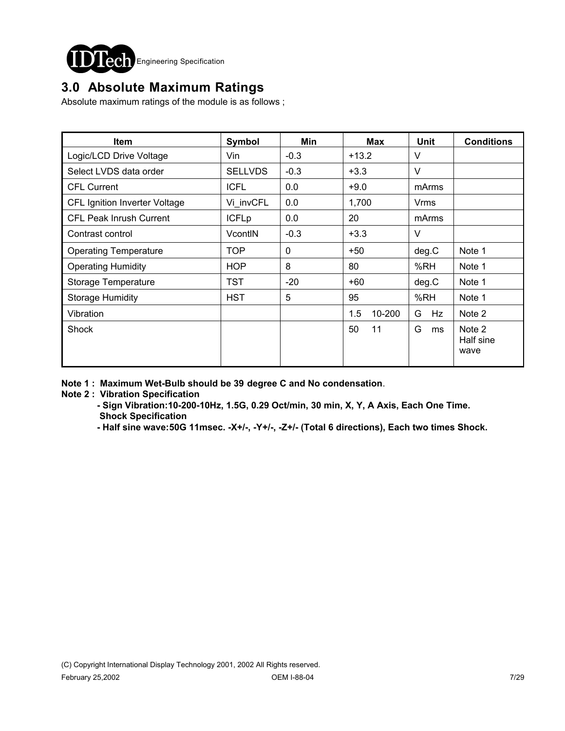## 3.0 Absolute Maximum Ratings

Absolute maximum ratings of the module is as follows ;

| Item | Symbol | Min | Max | Unit | Conditions |
|---|---|---|---|---|---|
| Logic/LCD Drive Voltage | Vin | -0.3 | +13.2 | V | |
| Select LVDS data order | SELLVDS | -0.3 | +3.3 | V | |
| CFL Current | ICFL | 0.0 | +9.0 | mArms | |
| CFL Ignition Inverter Voltage | Vi_invCFL | 0.0 | 1,700 | Vrms | |
| CFL Peak Inrush Current | ICFLp | 0.0 | 20 | mArms | |
| Contrast control | VcontIN | -0.3 | +3.3 | V | |
| Operating Temperature | TOP | 0 | +50 | deg.C | Note 1 |
| Operating Humidity | HOP | 8 | 80 | %RH | Note 1 |
| Storage Temperature | TST | -20 | +60 | deg.C | Note 1 |
| Storage Humidity | HST | 5 | 95 | %RH | Note 1 |
| Vibration | | | 1.5 10-200 | G Hz | Note 2 |
| Shock | | | 50 11 | G ms | Note 2 Half sine wave |

**Note 1 : Maximum Wet-Bulb should be 39 degree C and No condensation**.

**Note 2 : Vibration Specification**

**- Sign Vibration:10-200-10Hz, 1.5G, 0.29 Oct/min, 30 min, X, Y, A Axis, Each One Time.**

**Shock Specification**

**- Half sine wave:50G 11msec. -X+/-, -Y+/-, -Z+/- (Total 6 directions), Each two times Shock.**

(C) Copyright International Display Technology 2001, 2002 All Rights reserved.

February 25,2002 OEM I-88-04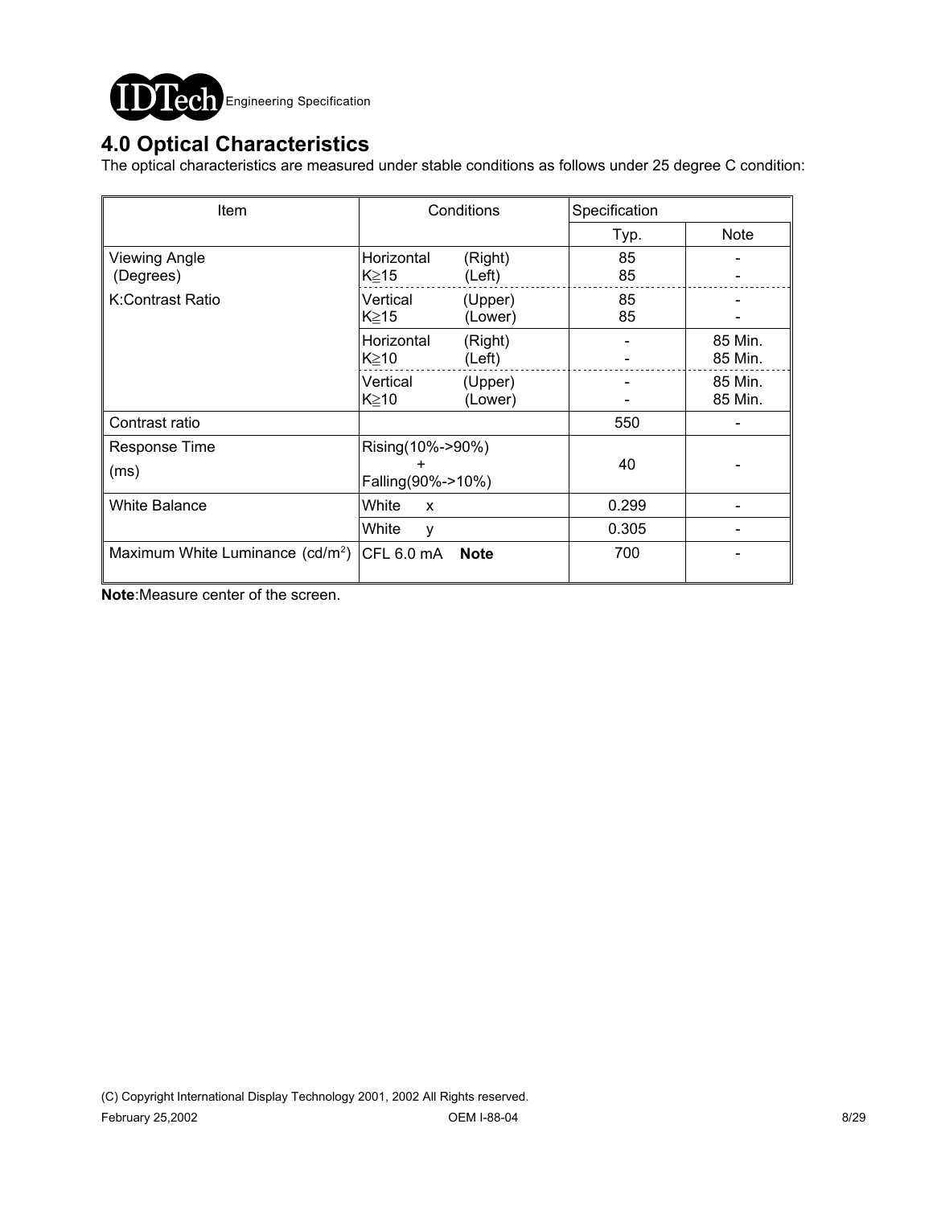## 4.0 Optical Characteristics

The optical characteristics are measured under stable conditions as follows under 25 degree C condition:

| Item | Conditions | | Specification | |
|---|---|---|---|---|
| | | | Typ. | Note |
| Viewing Angle (Degrees) | Horizontal K≧15 | (Right) (Left) | 85 85 | - - |
| K:Contrast Ratio | Vertical K≧15 | (Upper) (Lower) | 85 85 | - - |
| | Horizontal K≧10 | (Right) (Left) | - - | 85 Min. 85 Min. |
| | Vertical K≧10 | (Upper) (Lower) | - - | 85 Min. 85 Min. |
| Contrast ratio | | | 550 | - |
| Response Time (ms) | Rising(10%->90%) + Falling(90%->10%) | | 40 | - |
| White Balance | White x | | 0.299 | - |
| | White y | | 0.305 | - |
| Maximum White Luminance ($cd/m^2$) | CFL 6.0 mA **Note** | | 700 | - |

**Note**:Measure center of the screen.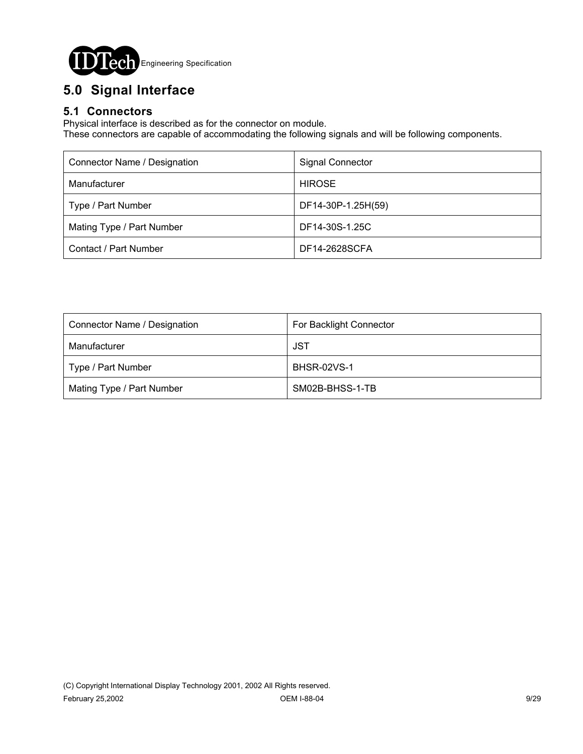# 5.0 Signal Interface

## 5.1 Connectors

Physical interface is described as for the connector on module.
These connectors are capable of accommodating the following signals and will be following components.

| | |
|---|---|
| Connector Name / Designation | Signal Connector |
| Manufacturer | HIROSE |
| Type / Part Number | DF14-30P-1.25H(59) |
| Mating Type / Part Number | DF14-30S-1.25C |
| Contact / Part Number | DF14-2628SCFA |

| | |
|---|---|
| Connector Name / Designation | For Backlight Connector |
| Manufacturer | JST |
| Type / Part Number | BHSR-02VS-1 |
| Mating Type / Part Number | SM02B-BHSS-1-TB |

(C) Copyright International Display Technology 2001, 2002 All Rights reserved.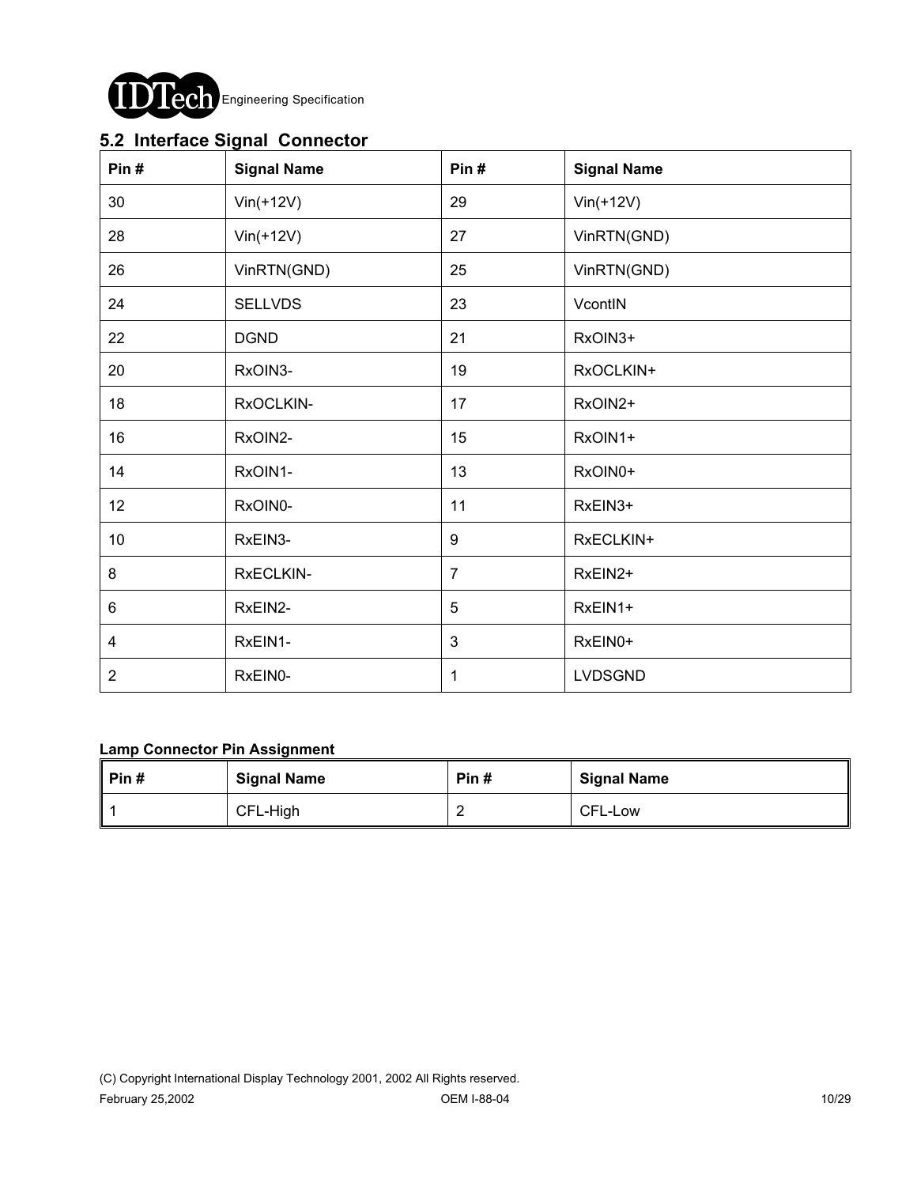## 5.2 Interface Signal Connector

| Pin # | Signal Name | Pin # | Signal Name |
|---|---|---|---|
| 30 | Vin(+12V) | 29 | Vin(+12V) |
| 28 | Vin(+12V) | 27 | VinRTN(GND) |
| 26 | VinRTN(GND) | 25 | VinRTN(GND) |
| 24 | SELLVDS | 23 | VcontIN |
| 22 | DGND | 21 | RxOIN3+ |
| 20 | RxOIN3- | 19 | RxOCLKIN+ |
| 18 | RxOCLKIN- | 17 | RxOIN2+ |
| 16 | RxOIN2- | 15 | RxOIN1+ |
| 14 | RxOIN1- | 13 | RxOIN0+ |
| 12 | RxOIN0- | 11 | RxEIN3+ |
| 10 | RxEIN3- | 9 | RxECLKIN+ |
| 8 | RxECLKIN- | 7 | RxEIN2+ |
| 6 | RxEIN2- | 5 | RxEIN1+ |
| 4 | RxEIN1- | 3 | RxEIN0+ |
| 2 | RxEIN0- | 1 | LVDSGND |

**Lamp Connector Pin Assignment**

| Pin # | Signal Name | Pin # | Signal Name |
|---|---|---|---|
| 1 | CFL-High | 2 | CFL-Low |

(C) Copyright International Display Technology 2001, 2002 All Rights reserved.

February 25,2002 OEM I-88-04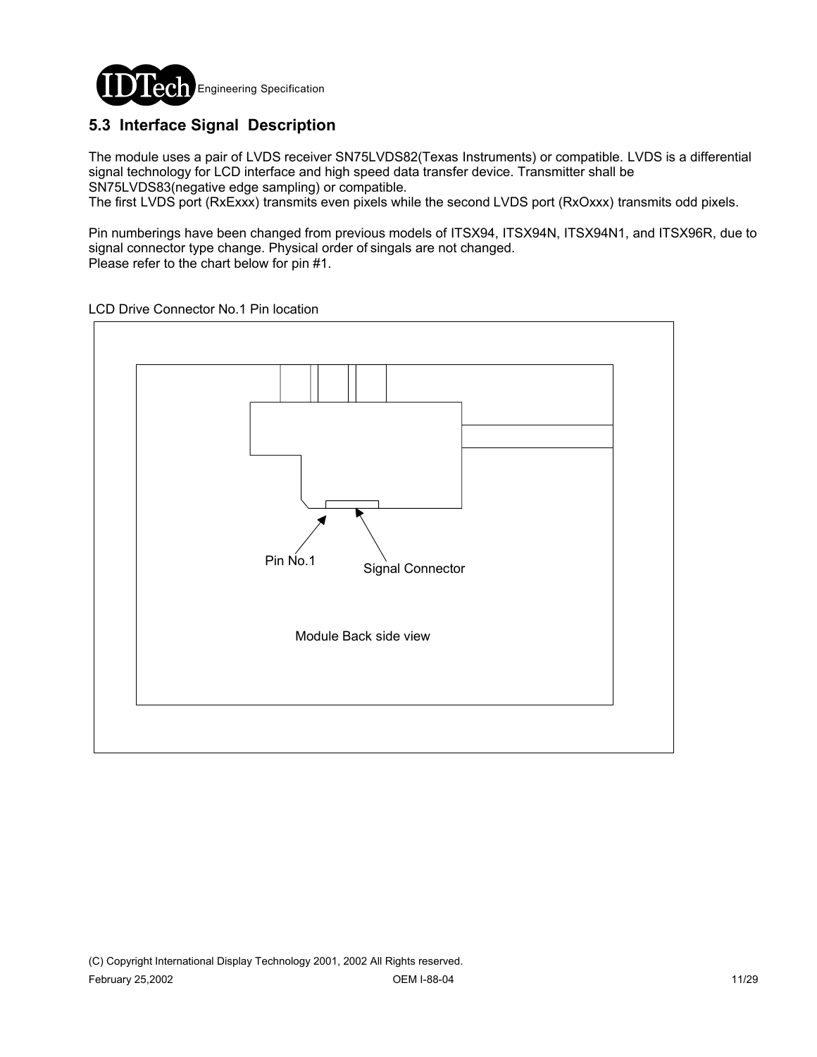## 5.3 Interface Signal Description

The module uses a pair of LVDS receiver SN75LVDS82(Texas Instruments) or compatible. LVDS is a differential signal technology for LCD interface and high speed data transfer device. Transmitter shall be SN75LVDS83(negative edge sampling) or compatible.
The first LVDS port (RxExxx) transmits even pixels while the second LVDS port (RxOxxx) transmits odd pixels.

Pin numberings have been changed from previous models of ITSX94, ITSX94N, ITSX94N1, and ITSX96R, due to signal connector type change. Physical order of singals are not changed.
Please refer to the chart below for pin #1.

LCD Drive Connector No.1 Pin location

Pin No.1

Signal Connector

Module Back side view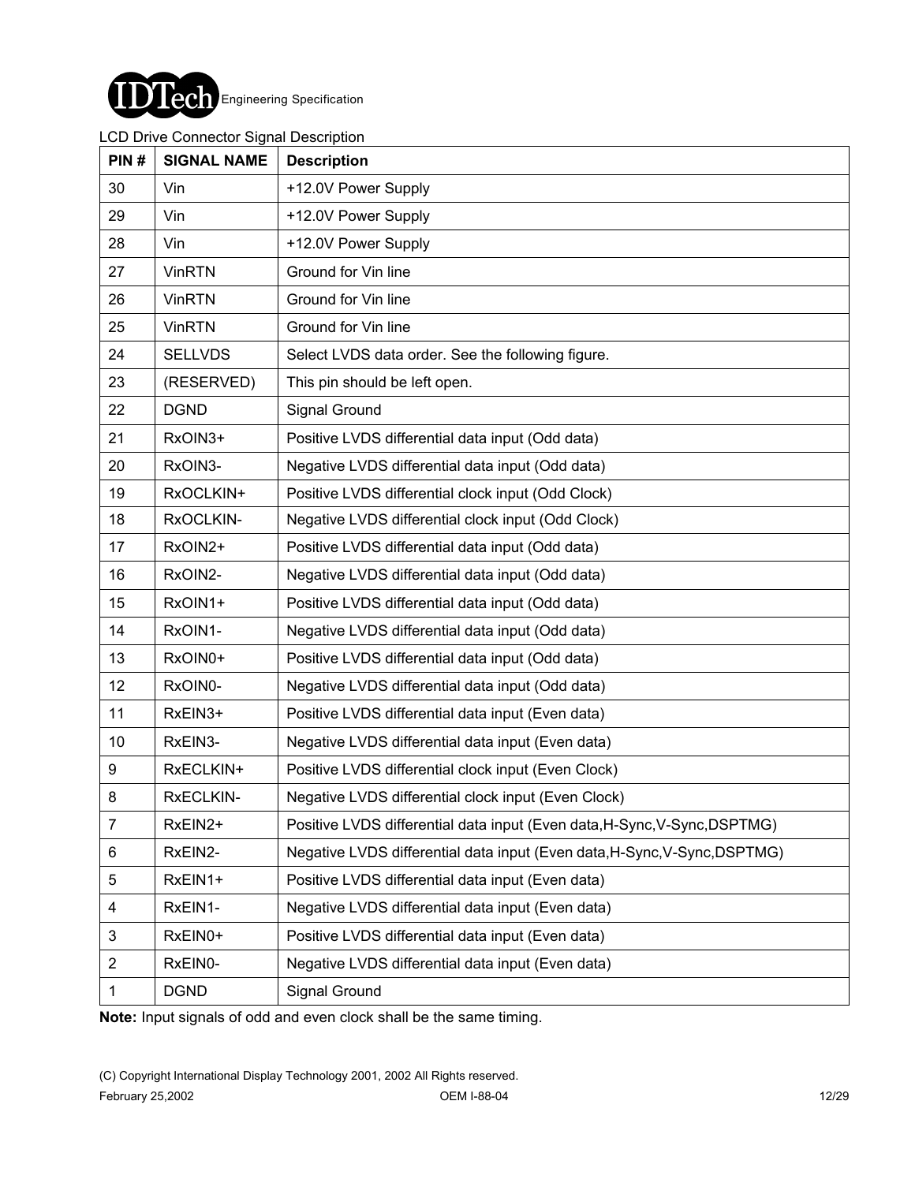LCD Drive Connector Signal Description

| PIN # | SIGNAL NAME | Description |
|---|---|---|
| 30 | Vin | +12.0V Power Supply |
| 29 | Vin | +12.0V Power Supply |
| 28 | Vin | +12.0V Power Supply |
| 27 | VinRTN | Ground for Vin line |
| 26 | VinRTN | Ground for Vin line |
| 25 | VinRTN | Ground for Vin line |
| 24 | SELLVDS | Select LVDS data order. See the following figure. |
| 23 | (RESERVED) | This pin should be left open. |
| 22 | DGND | Signal Ground |
| 21 | RxOIN3+ | Positive LVDS differential data input (Odd data) |
| 20 | RxOIN3- | Negative LVDS differential data input (Odd data) |
| 19 | RxOCLKIN+ | Positive LVDS differential clock input (Odd Clock) |
| 18 | RxOCLKIN- | Negative LVDS differential clock input (Odd Clock) |
| 17 | RxOIN2+ | Positive LVDS differential data input (Odd data) |
| 16 | RxOIN2- | Negative LVDS differential data input (Odd data) |
| 15 | RxOIN1+ | Positive LVDS differential data input (Odd data) |
| 14 | RxOIN1- | Negative LVDS differential data input (Odd data) |
| 13 | RxOIN0+ | Positive LVDS differential data input (Odd data) |
| 12 | RxOIN0- | Negative LVDS differential data input (Odd data) |
| 11 | RxEIN3+ | Positive LVDS differential data input (Even data) |
| 10 | RxEIN3- | Negative LVDS differential data input (Even data) |
| 9 | RxECLKIN+ | Positive LVDS differential clock input (Even Clock) |
| 8 | RxECLKIN- | Negative LVDS differential clock input (Even Clock) |
| 7 | RxEIN2+ | Positive LVDS differential data input (Even data,H-Sync,V-Sync,DSPTMG) |
| 6 | RxEIN2- | Negative LVDS differential data input (Even data,H-Sync,V-Sync,DSPTMG) |
| 5 | RxEIN1+ | Positive LVDS differential data input (Even data) |
| 4 | RxEIN1- | Negative LVDS differential data input (Even data) |
| 3 | RxEIN0+ | Positive LVDS differential data input (Even data) |
| 2 | RxEIN0- | Negative LVDS differential data input (Even data) |
| 1 | DGND | Signal Ground |

**Note:** Input signals of odd and even clock shall be the same timing.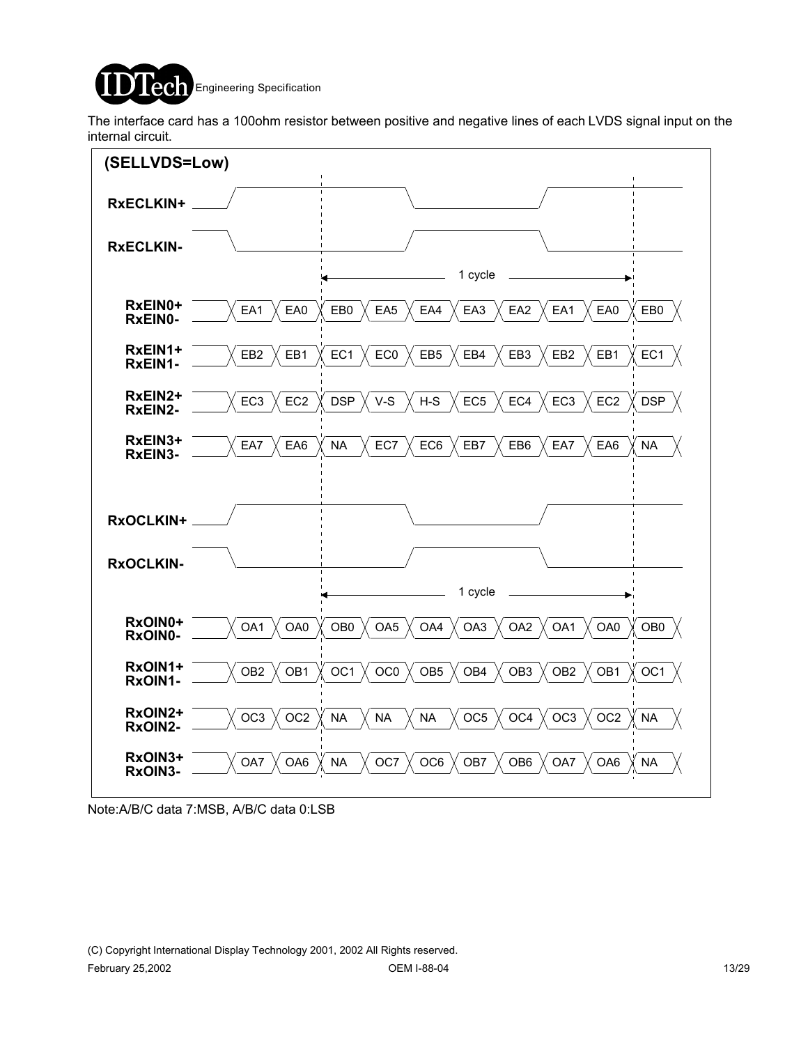The interface card has a 100ohm resistor between positive and negative lines of each LVDS signal input on the internal circuit.

(SELLVDS=Low)

RxECLKIN+

RxECLKIN-

1 cycle

RxEIN0+ RxEIN0- EA1 EA0 EB0 EA5 EA4 EA3 EA2 EA1 EA0 EB0

RxEIN1+ RxEIN1- EB2 EB1 EC1 EC0 EB5 EB4 EB3 EB2 EB1 EC1

RxEIN2+ RxEIN2- EC3 EC2 DSP V-S H-S EC5 EC4 EC3 EC2 DSP

RxEIN3+ RxEIN3- EA7 EA6 NA EC7 EC6 EB7 EB6 EA7 EA6 NA

RxOCLKIN+

RxOCLKIN-

1 cycle

RxOIN0+ RxOIN0- OA1 OA0 OB0 OA5 OA4 OA3 OA2 OA1 OA0 OB0

RxOIN1+ RxOIN1- OB2 OB1 OC1 OC0 OB5 OB4 OB3 OB2 OB1 OC1

RxOIN2+ RxOIN2- OC3 OC2 NA NA NA OC5 OC4 OC3 OC2 NA

RxOIN3+ RxOIN3- OA7 OA6 NA OC7 OC6 OB7 OB6 OA7 OA6 NA

Note:A/B/C data 7:MSB, A/B/C data 0:LSB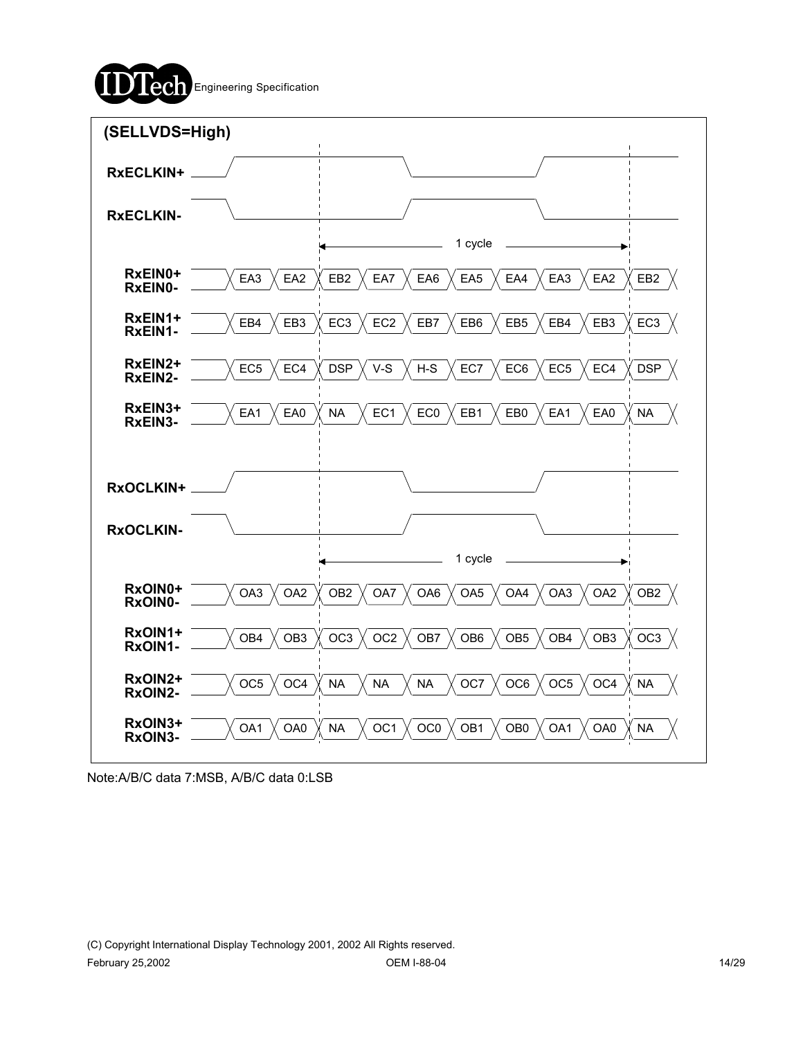(SELLVDS=High)

RxECLKIN+

RxECLKIN-

1 cycle

RxEIN0+ RxEIN0-: EA3 EA2 EB2 EA7 EA6 EA5 EA4 EA3 EA2 EB2

RxEIN1+ RxEIN1-: EB4 EB3 EC3 EC2 EB7 EB6 EB5 EB4 EB3 EC3

RxEIN2+ RxEIN2-: EC5 EC4 DSP V-S H-S EC7 EC6 EC5 EC4 DSP

RxEIN3+ RxEIN3-: EA1 EA0 NA EC1 EC0 EB1 EB0 EA1 EA0 NA

RxOCLKIN+

RxOCLKIN-

1 cycle

RxOIN0+ RxOIN0-: OA3 OA2 OB2 OA7 OA6 OA5 OA4 OA3 OA2 OB2

RxOIN1+ RxOIN1-: OB4 OB3 OC3 OC2 OB7 OB6 OB5 OB4 OB3 OC3

RxOIN2+ RxOIN2-: OC5 OC4 NA NA NA OC7 OC6 OC5 OC4 NA

RxOIN3+ RxOIN3-: OA1 OA0 NA OC1 OC0 OB1 OB0 OA1 OA0 NA

Note:A/B/C data 7:MSB, A/B/C data 0:LSB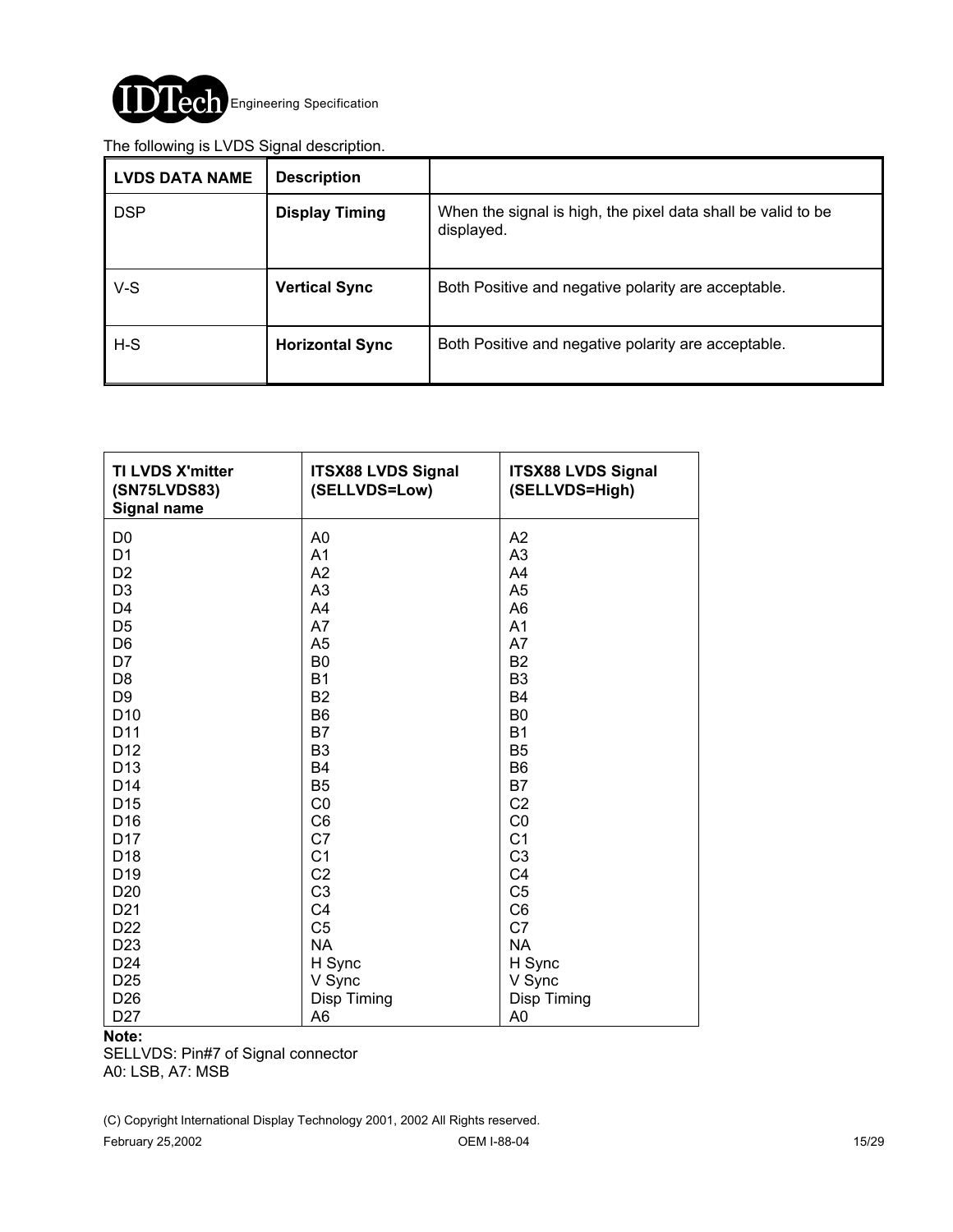The following is LVDS Signal description.

| LVDS DATA NAME | Description | |
|---|---|---|
| DSP | **Display Timing** | When the signal is high, the pixel data shall be valid to be displayed. |
| V-S | **Vertical Sync** | Both Positive and negative polarity are acceptable. |
| H-S | **Horizontal Sync** | Both Positive and negative polarity are acceptable. |

| TI LVDS X'mitter (SN75LVDS83) Signal name | ITSX88 LVDS Signal (SELLVDS=Low) | ITSX88 LVDS Signal (SELLVDS=High) |
|---|---|---|
| D0 | A0 | A2 |
| D1 | A1 | A3 |
| D2 | A2 | A4 |
| D3 | A3 | A5 |
| D4 | A4 | A6 |
| D5 | A7 | A1 |
| D6 | A5 | A7 |
| D7 | B0 | B2 |
| D8 | B1 | B3 |
| D9 | B2 | B4 |
| D10 | B6 | B0 |
| D11 | B7 | B1 |
| D12 | B3 | B5 |
| D13 | B4 | B6 |
| D14 | B5 | B7 |
| D15 | C0 | C2 |
| D16 | C6 | C0 |
| D17 | C7 | C1 |
| D18 | C1 | C3 |
| D19 | C2 | C4 |
| D20 | C3 | C5 |
| D21 | C4 | C6 |
| D22 | C5 | C7 |
| D23 | NA | NA |
| D24 | H Sync | H Sync |
| D25 | V Sync | V Sync |
| D26 | Disp Timing | Disp Timing |
| D27 | A6 | A0 |

**Note:**
SELLVDS: Pin#7 of Signal connector
A0: LSB, A7: MSB

(C) Copyright International Display Technology 2001, 2002 All Rights reserved.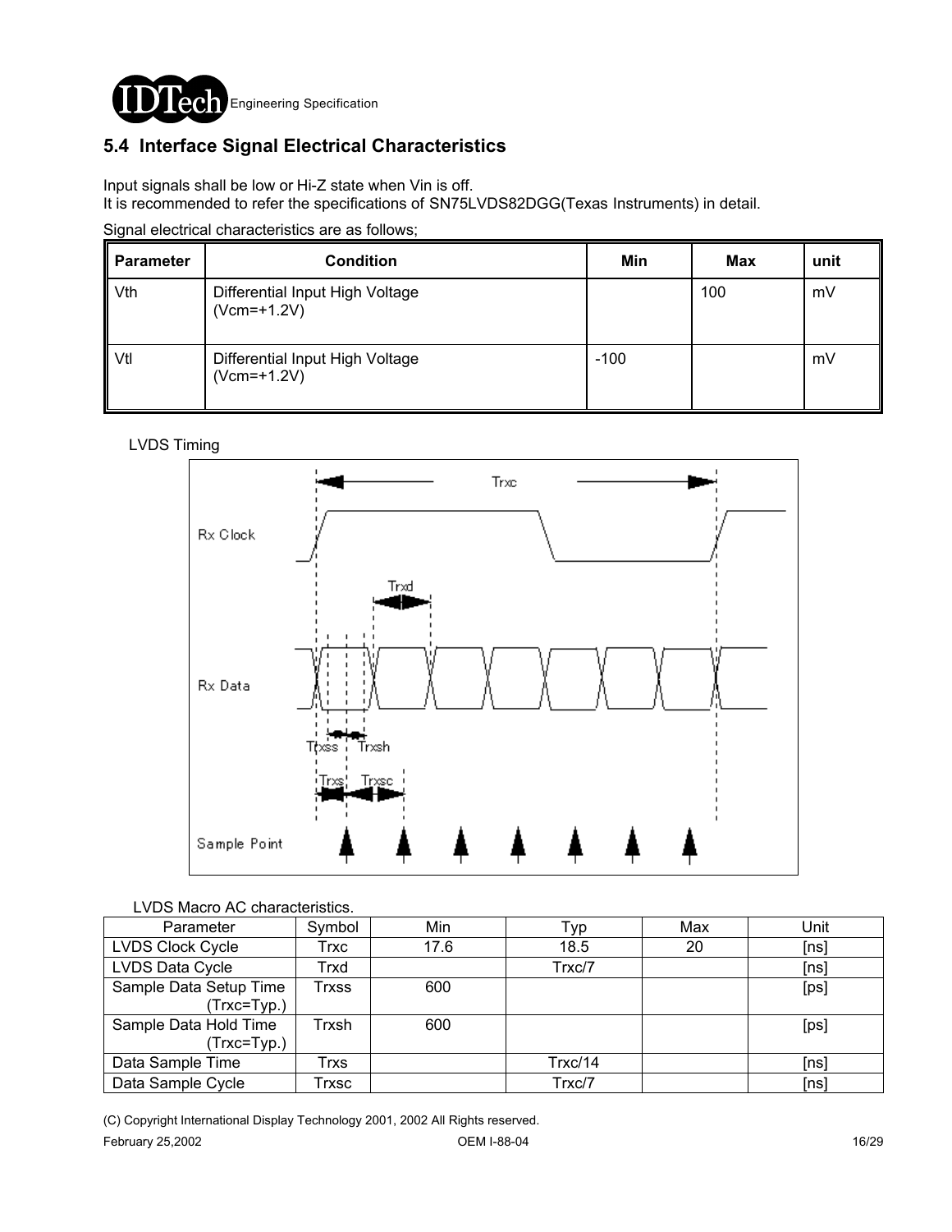## 5.4 Interface Signal Electrical Characteristics

Input signals shall be low or Hi-Z state when Vin is off.
It is recommended to refer the specifications of SN75LVDS82DGG(Texas Instruments) in detail.

Signal electrical characteristics are as follows;

| Parameter | Condition | Min | Max | unit |
|---|---|---|---|---|
| Vth | Differential Input High Voltage (Vcm=+1.2V) | | 100 | mV |
| Vtl | Differential Input High Voltage (Vcm=+1.2V) | -100 | | mV |

LVDS Timing

Trxc

Rx Clock

Trxd

Rx Data

Trxss Trxsh

Trxs Trxsc

Sample Point

LVDS Macro AC characteristics.

| Parameter | Symbol | Min | Typ | Max | Unit |
|---|---|---|---|---|---|
| LVDS Clock Cycle | Trxc | 17.6 | 18.5 | 20 | [ns] |
| LVDS Data Cycle | Trxd | | Trxc/7 | | [ns] |
| Sample Data Setup Time (Trxc=Typ.) | Trxss | 600 | | | [ps] |
| Sample Data Hold Time (Trxc=Typ.) | Trxsh | 600 | | | [ps] |
| Data Sample Time | Trxs | | Trxc/14 | | [ns] |
| Data Sample Cycle | Trxsc | | Trxc/7 | | [ns] |

(C) Copyright International Display Technology 2001, 2002 All Rights reserved.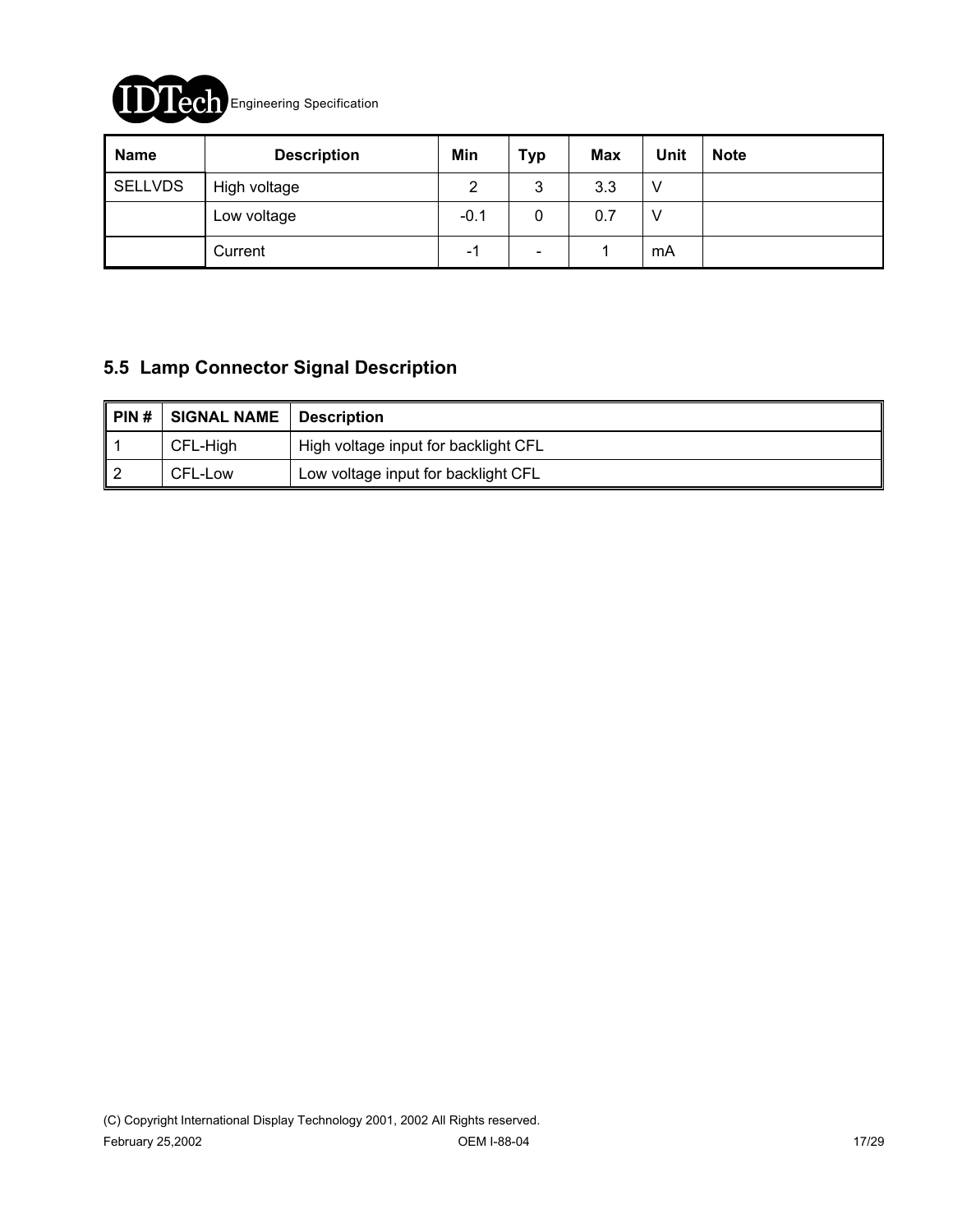| Name | Description | Min | Typ | Max | Unit | Note |
| --- | --- | --- | --- | --- | --- | --- |
| SELLVDS | High voltage | 2 | 3 | 3.3 | V | |
| | Low voltage | -0.1 | 0 | 0.7 | V | |
| | Current | -1 | - | 1 | mA | |

## 5.5 Lamp Connector Signal Description

| PIN # | SIGNAL NAME | Description |
| --- | --- | --- |
| 1 | CFL-High | High voltage input for backlight CFL |
| 2 | CFL-Low | Low voltage input for backlight CFL |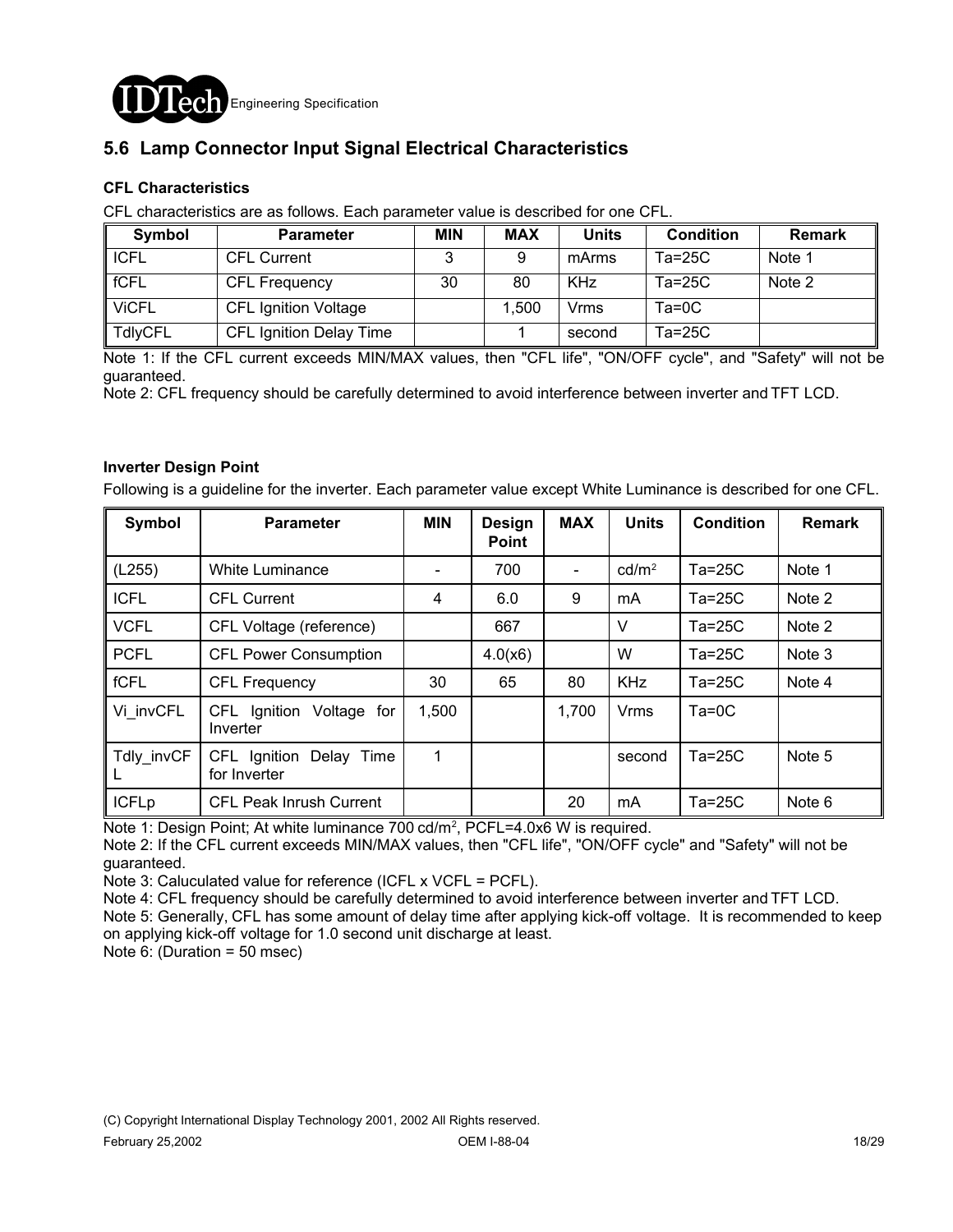## 5.6 Lamp Connector Input Signal Electrical Characteristics

### CFL Characteristics

CFL characteristics are as follows. Each parameter value is described for one CFL.

| Symbol | Parameter | MIN | MAX | Units | Condition | Remark |
|---|---|---|---|---|---|---|
| ICFL | CFL Current | 3 | 9 | mArms | Ta=25C | Note 1 |
| fCFL | CFL Frequency | 30 | 80 | KHz | Ta=25C | Note 2 |
| ViCFL | CFL Ignition Voltage | | 1,500 | Vrms | Ta=0C | |
| TdlyCFL | CFL Ignition Delay Time | | 1 | second | Ta=25C | |

Note 1: If the CFL current exceeds MIN/MAX values, then "CFL life", "ON/OFF cycle", and "Safety" will not be guaranteed.
Note 2: CFL frequency should be carefully determined to avoid interference between inverter and TFT LCD.

### Inverter Design Point

Following is a guideline for the inverter. Each parameter value except White Luminance is described for one CFL.

| Symbol | Parameter | MIN | Design Point | MAX | Units | Condition | Remark |
|---|---|---|---|---|---|---|---|
| (L255) | White Luminance | - | 700 | - | cd/m² | Ta=25C | Note 1 |
| ICFL | CFL Current | 4 | 6.0 | 9 | mA | Ta=25C | Note 2 |
| VCFL | CFL Voltage (reference) | | 667 | | V | Ta=25C | Note 2 |
| PCFL | CFL Power Consumption | | 4.0(x6) | | W | Ta=25C | Note 3 |
| fCFL | CFL Frequency | 30 | 65 | 80 | KHz | Ta=25C | Note 4 |
| Vi_invCFL | CFL Ignition Voltage for Inverter | 1,500 | | 1,700 | Vrms | Ta=0C | |
| Tdly_invCFL | CFL Ignition Delay Time for Inverter | 1 | | | second | Ta=25C | Note 5 |
| ICFLp | CFL Peak Inrush Current | | | 20 | mA | Ta=25C | Note 6 |

Note 1: Design Point; At white luminance 700 cd/m², PCFL=4.0x6 W is required.
Note 2: If the CFL current exceeds MIN/MAX values, then "CFL life", "ON/OFF cycle" and "Safety" will not be guaranteed.
Note 3: Caluculated value for reference (ICFL x VCFL = PCFL).
Note 4: CFL frequency should be carefully determined to avoid interference between inverter and TFT LCD.
Note 5: Generally, CFL has some amount of delay time after applying kick-off voltage. It is recommended to keep on applying kick-off voltage for 1.0 second unit discharge at least.
Note 6: (Duration = 50 msec)

(C) Copyright International Display Technology 2001, 2002 All Rights reserved.
February 25,2002 OEM I-88-04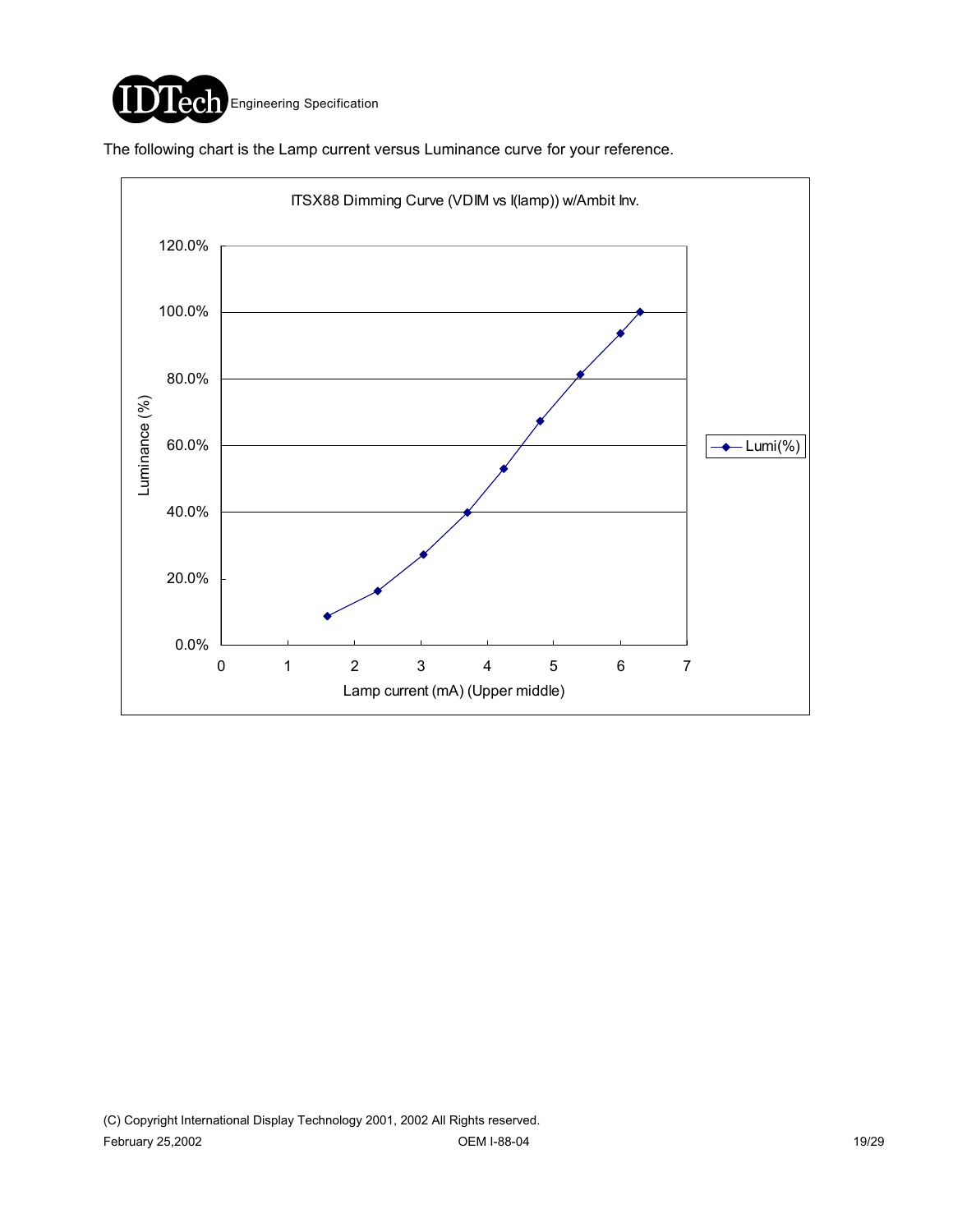The following chart is the Lamp current versus Luminance curve for your reference.

ITSX88 Dimming Curve (VDIM vs I(lamp)) w/Ambit Inv.

Luminance (%)

120.0%
100.0%
80.0%
60.0%
40.0%
20.0%
0.0%

0
1
2
3
4
5
6
7

Lamp current (mA) (Upper middle)

Lumi(%)

(C) Copyright International Display Technology 2001, 2002 All Rights reserved.
February 25,2002 OEM I-88-04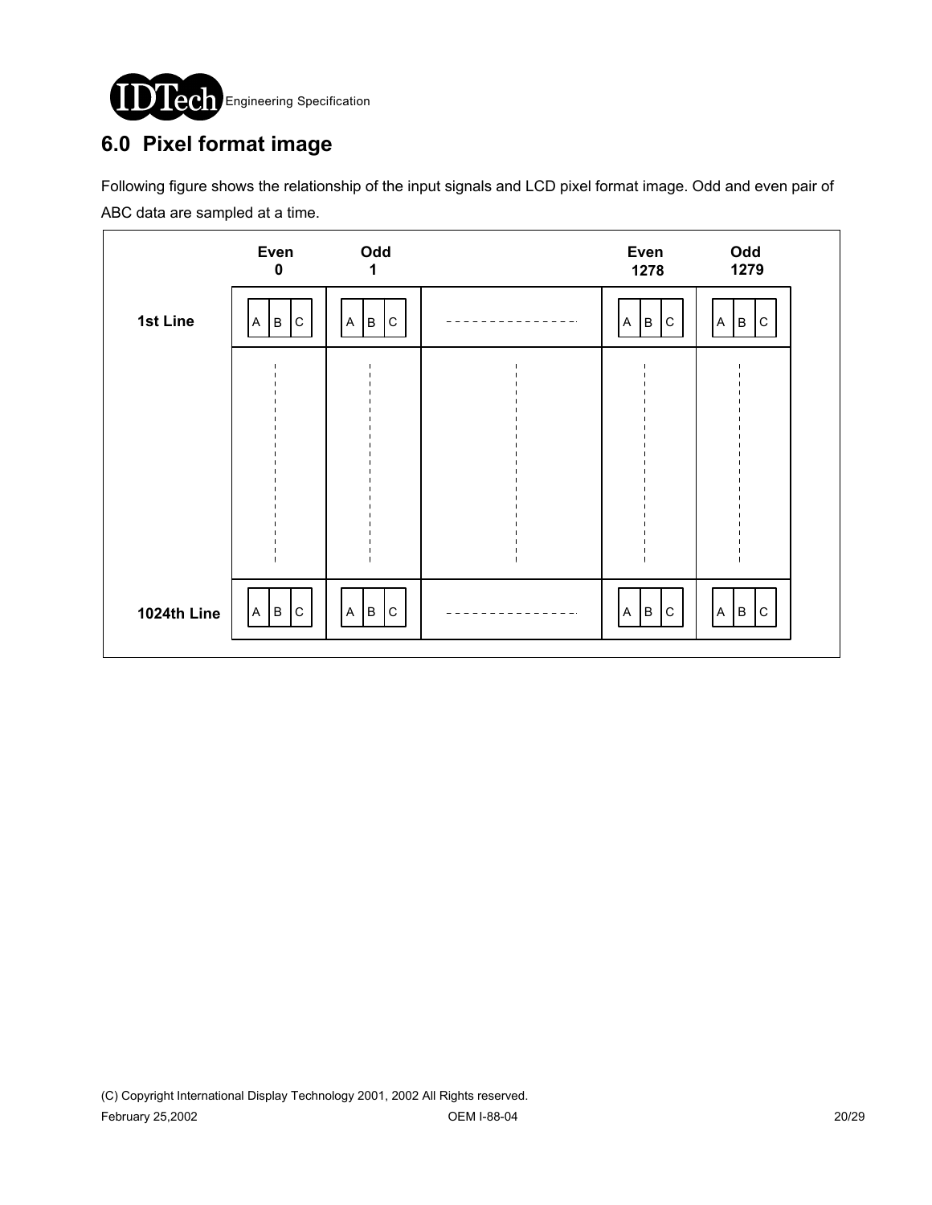## 6.0 Pixel format image

Following figure shows the relationship of the input signals and LCD pixel format image. Odd and even pair of ABC data are sampled at a time.

|  | Even 0 | Odd 1 |  | Even 1278 | Odd 1279 |
|---|---|---|---|---|---|
| 1st Line | A B C | A B C | - - - - - - - - | A B C | A B C |
|  | ¦ | ¦ | ¦ | ¦ | ¦ |
| 1024th Line | A B C | A B C | - - - - - - - - | A B C | A B C |

(C) Copyright International Display Technology 2001, 2002 All Rights reserved.

February 25,2002 OEM I-88-04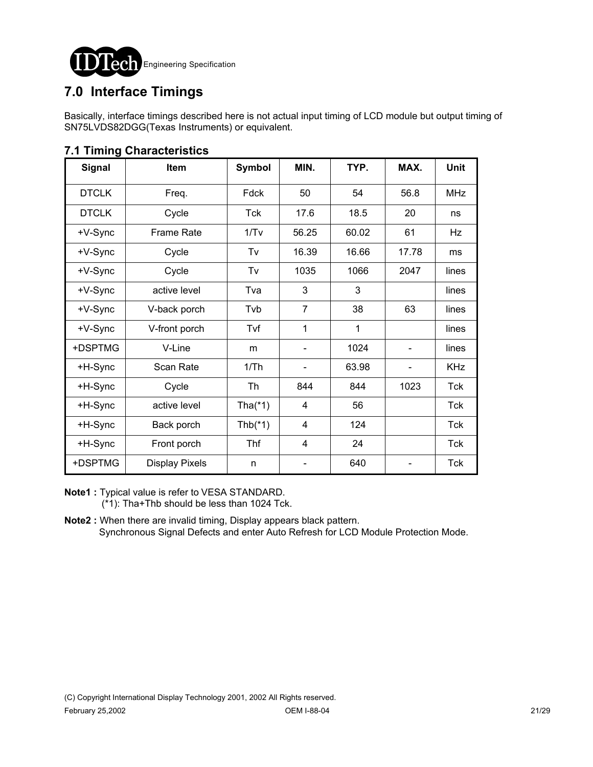## 7.0 Interface Timings

Basically, interface timings described here is not actual input timing of LCD module but output timing of SN75LVDS82DGG(Texas Instruments) or equivalent.

### 7.1 Timing Characteristics

| Signal | Item | Symbol | MIN. | TYP. | MAX. | Unit |
|---|---|---|---|---|---|---|
| DTCLK | Freq. | Fdck | 50 | 54 | 56.8 | MHz |
| DTCLK | Cycle | Tck | 17.6 | 18.5 | 20 | ns |
| +V-Sync | Frame Rate | 1/Tv | 56.25 | 60.02 | 61 | Hz |
| +V-Sync | Cycle | Tv | 16.39 | 16.66 | 17.78 | ms |
| +V-Sync | Cycle | Tv | 1035 | 1066 | 2047 | lines |
| +V-Sync | active level | Tva | 3 | 3 | | lines |
| +V-Sync | V-back porch | Tvb | 7 | 38 | 63 | lines |
| +V-Sync | V-front porch | Tvf | 1 | 1 | | lines |
| +DSPTMG | V-Line | m | - | 1024 | - | lines |
| +H-Sync | Scan Rate | 1/Th | - | 63.98 | - | KHz |
| +H-Sync | Cycle | Th | 844 | 844 | 1023 | Tck |
| +H-Sync | active level | Tha(*1) | 4 | 56 | | Tck |
| +H-Sync | Back porch | Thb(*1) | 4 | 124 | | Tck |
| +H-Sync | Front porch | Thf | 4 | 24 | | Tck |
| +DSPTMG | Display Pixels | n | - | 640 | - | Tck |

**Note1 :** Typical value is refer to VESA STANDARD.
(*1): Tha+Thb should be less than 1024 Tck.

**Note2 :** When there are invalid timing, Display appears black pattern.
Synchronous Signal Defects and enter Auto Refresh for LCD Module Protection Mode.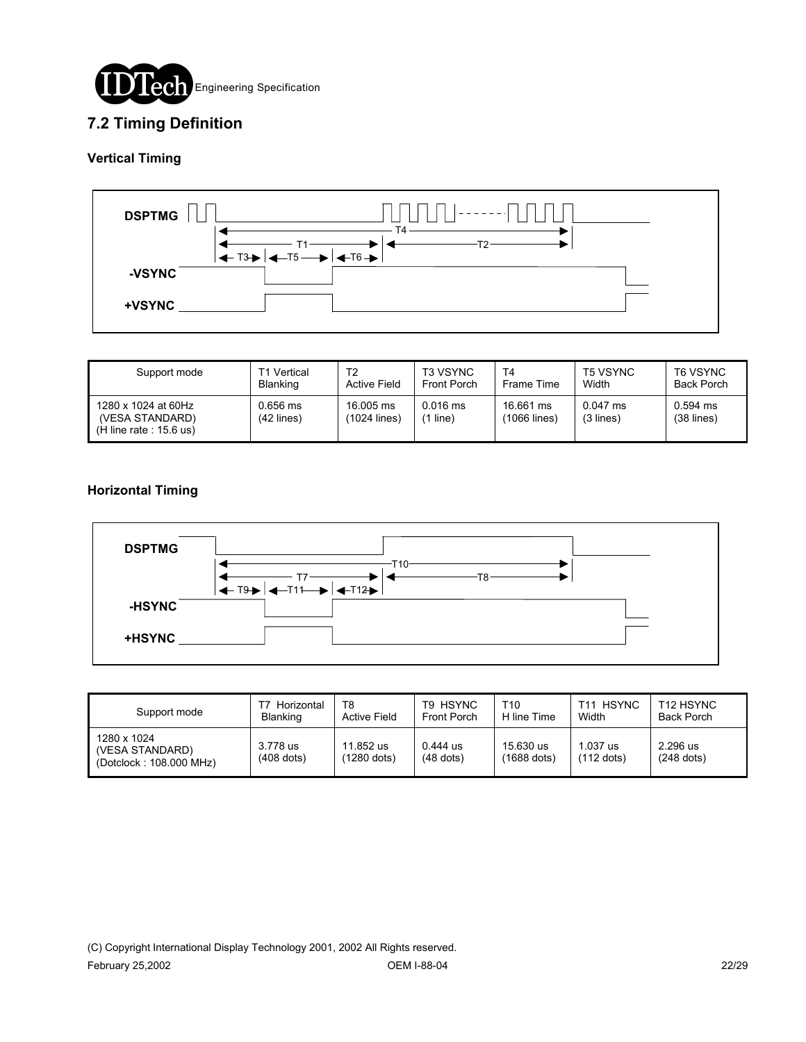## 7.2 Timing Definition

### Vertical Timing

DSPTMG

T4

T1

T2

T3

T5

T6

-VSYNC

+VSYNC

| Support mode | T1 Vertical Blanking | T2 Active Field | T3 VSYNC Front Porch | T4 Frame Time | T5 VSYNC Width | T6 VSYNC Back Porch |
|---|---|---|---|---|---|---|
| 1280 x 1024 at 60Hz (VESA STANDARD) (H line rate : 15.6 us) | 0.656 ms (42 lines) | 16.005 ms (1024 lines) | 0.016 ms (1 line) | 16.661 ms (1066 lines) | 0.047 ms (3 lines) | 0.594 ms (38 lines) |

### Horizontal Timing

DSPTMG

T10

T7

T8

T9

T11

T12

-HSYNC

+HSYNC

| Support mode | T7 Horizontal Blanking | T8 Active Field | T9 HSYNC Front Porch | T10 H line Time | T11 HSYNC Width | T12 HSYNC Back Porch |
|---|---|---|---|---|---|---|
| 1280 x 1024 (VESA STANDARD) (Dotclock : 108.000 MHz) | 3.778 us (408 dots) | 11.852 us (1280 dots) | 0.444 us (48 dots) | 15.630 us (1688 dots) | 1.037 us (112 dots) | 2.296 us (248 dots) |

(C) Copyright International Display Technology 2001, 2002 All Rights reserved.

February 25,2002 OEM I-88-04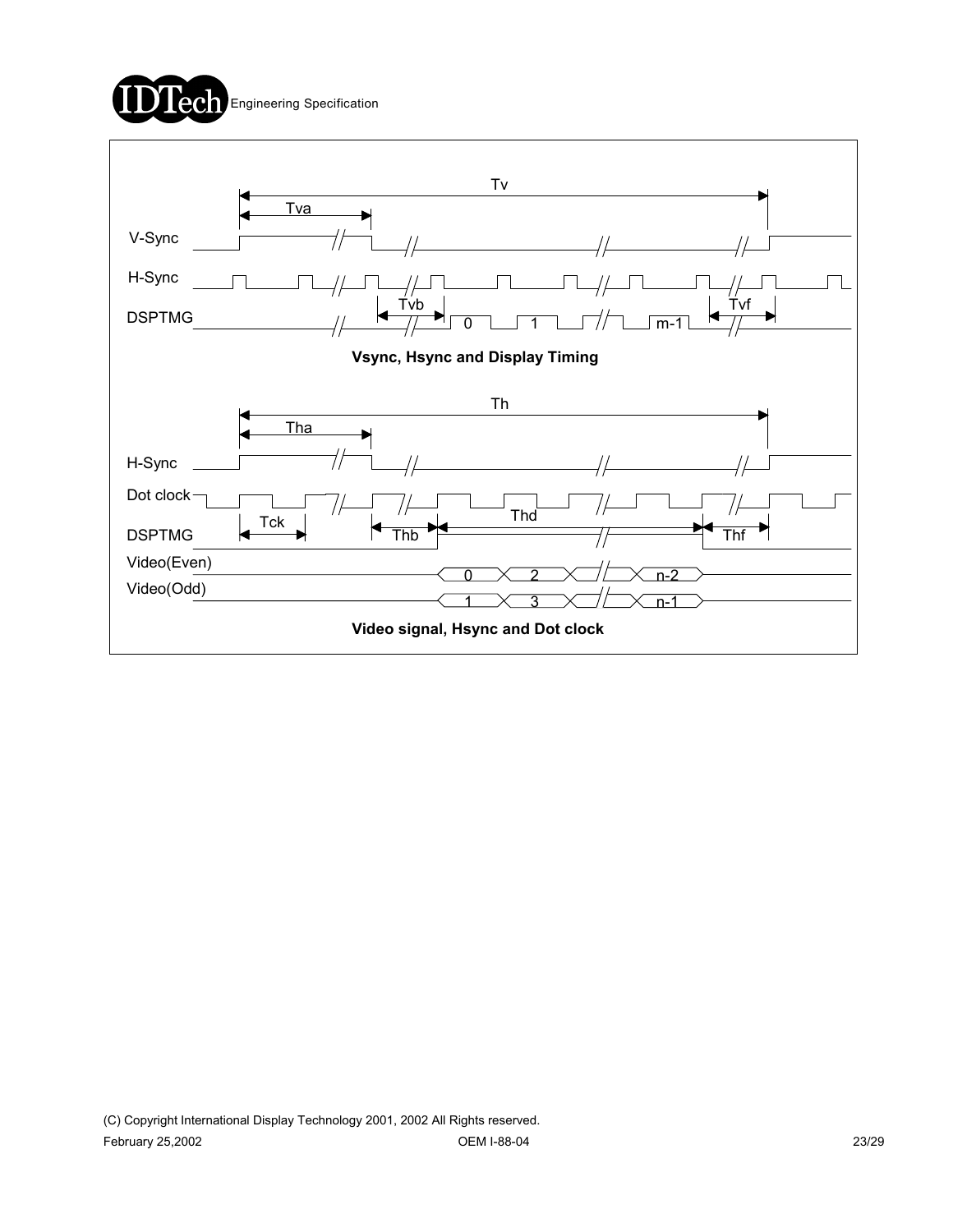Tv

Tva

V-Sync

H-Sync

Tvb

Tvf

DSPTMG

0

1

m-1

**Vsync, Hsync and Display Timing**

Th

Tha

H-Sync

Dot clock

Tck

Thd

DSPTMG

Thb

Thf

Video(Even)

0

2

n-2

Video(Odd)

1

3

n-1

**Video signal, Hsync and Dot clock**

(C) Copyright International Display Technology 2001, 2002 All Rights reserved.

February 25,2002 OEM I-88-04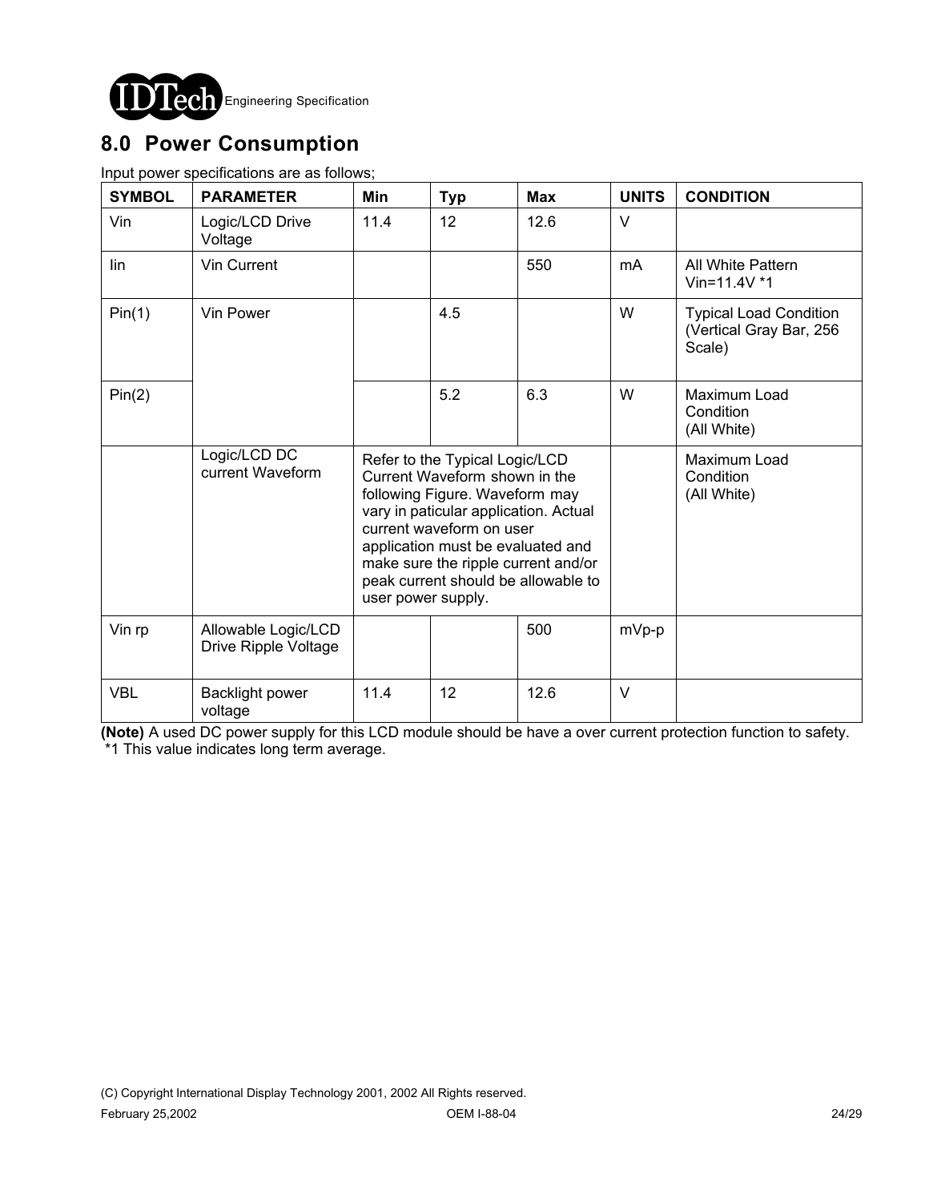## 8.0 Power Consumption

Input power specifications are as follows;

| SYMBOL | PARAMETER | Min | Typ | Max | UNITS | CONDITION |
|---|---|---|---|---|---|---|
| Vin | Logic/LCD Drive Voltage | 11.4 | 12 | 12.6 | V | |
| Iin | Vin Current | | | 550 | mA | All White Pattern Vin=11.4V *1 |
| Pin(1) | Vin Power | | 4.5 | | W | Typical Load Condition (Vertical Gray Bar, 256 Scale) |
| Pin(2) | | | 5.2 | 6.3 | W | Maximum Load Condition (All White) |
| | Logic/LCD DC current Waveform | Refer to the Typical Logic/LCD Current Waveform shown in the following Figure. Waveform may vary in paticular application. Actual current waveform on user application must be evaluated and make sure the ripple current and/or peak current should be allowable to user power supply. | | | | Maximum Load Condition (All White) |
| Vin rp | Allowable Logic/LCD Drive Ripple Voltage | | | 500 | mVp-p | |
| VBL | Backlight power voltage | 11.4 | 12 | 12.6 | V | |

**(Note)** A used DC power supply for this LCD module should be have a over current protection function to safety.
*1 This value indicates long term average.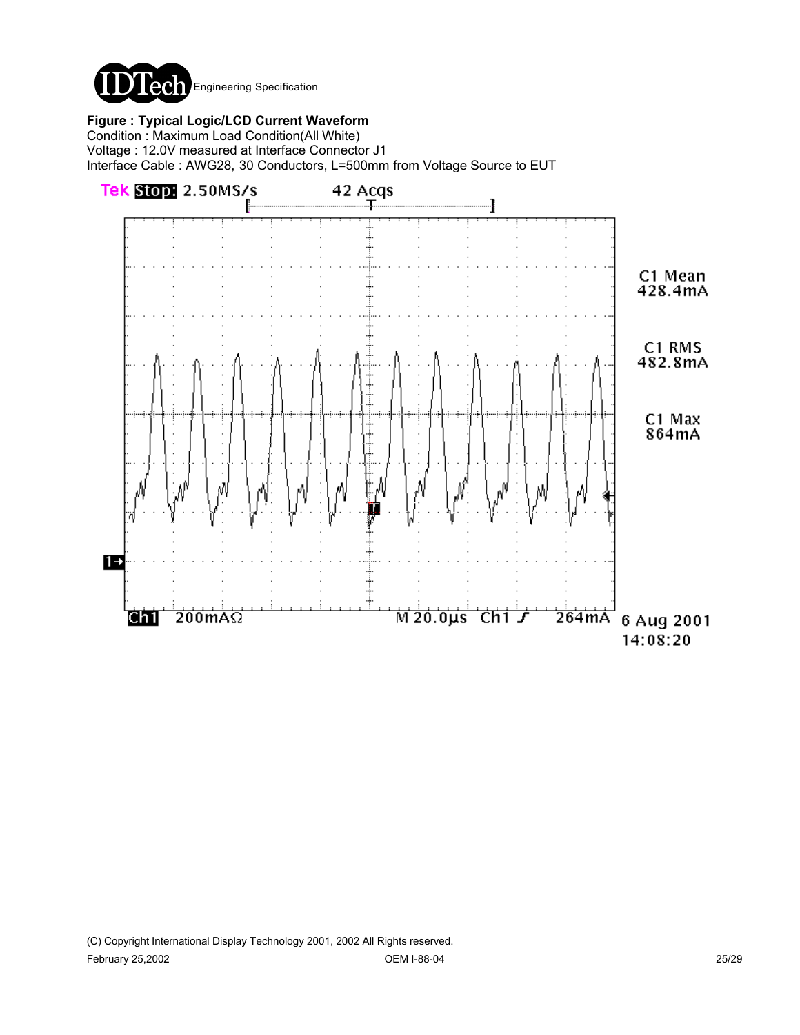**Figure : Typical Logic/LCD Current Waveform**

Condition : Maximum Load Condition(All White)

Voltage : 12.0V measured at Interface Connector J1

Interface Cable : AWG28, 30 Conductors, L=500mm from Voltage Source to EUT

Tek Stop: 2.50MS/s 42 Acqs

C1 Mean
428.4mA

C1 RMS
482.8mA

C1 Max
864mA

Ch1 200mAΩ M 20.0µs Ch1 ʃ 264mA

6 Aug 2001
14:08:20

(C) Copyright International Display Technology 2001, 2002 All Rights reserved.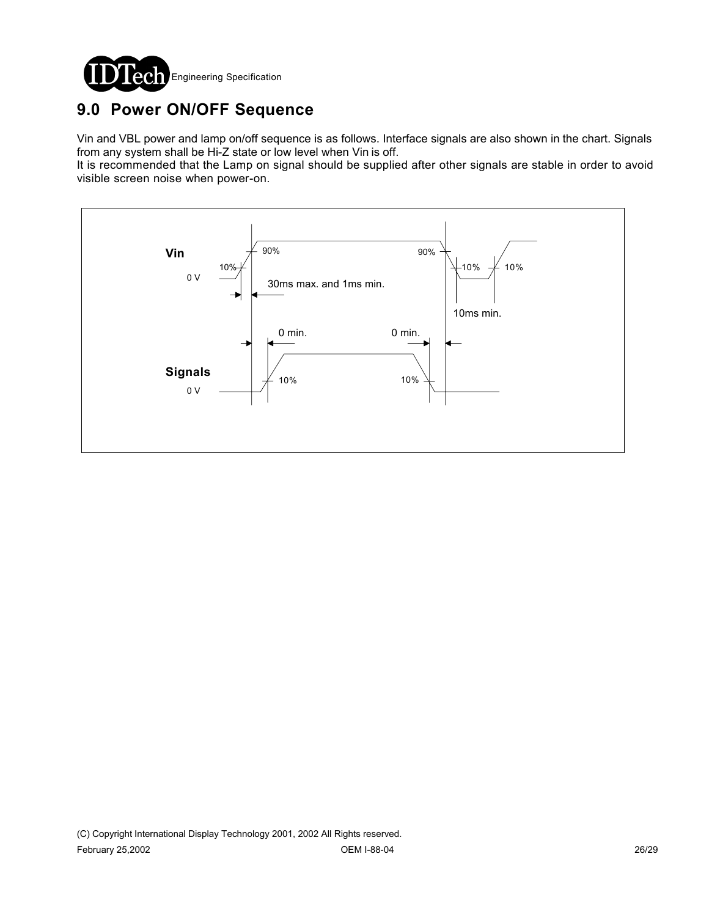# 9.0 Power ON/OFF Sequence

Vin and VBL power and lamp on/off sequence is as follows. Interface signals are also shown in the chart. Signals from any system shall be Hi-Z state or low level when Vin is off.
It is recommended that the Lamp on signal should be supplied after other signals are stable in order to avoid visible screen noise when power-on.

Vin

0 V

10%

90%

90%

10%

10%

30ms max. and 1ms min.

10ms min.

0 min.

0 min.

Signals

0 V

10%

10%

(C) Copyright International Display Technology 2001, 2002 All Rights reserved.

February 25,2002 OEM I-88-04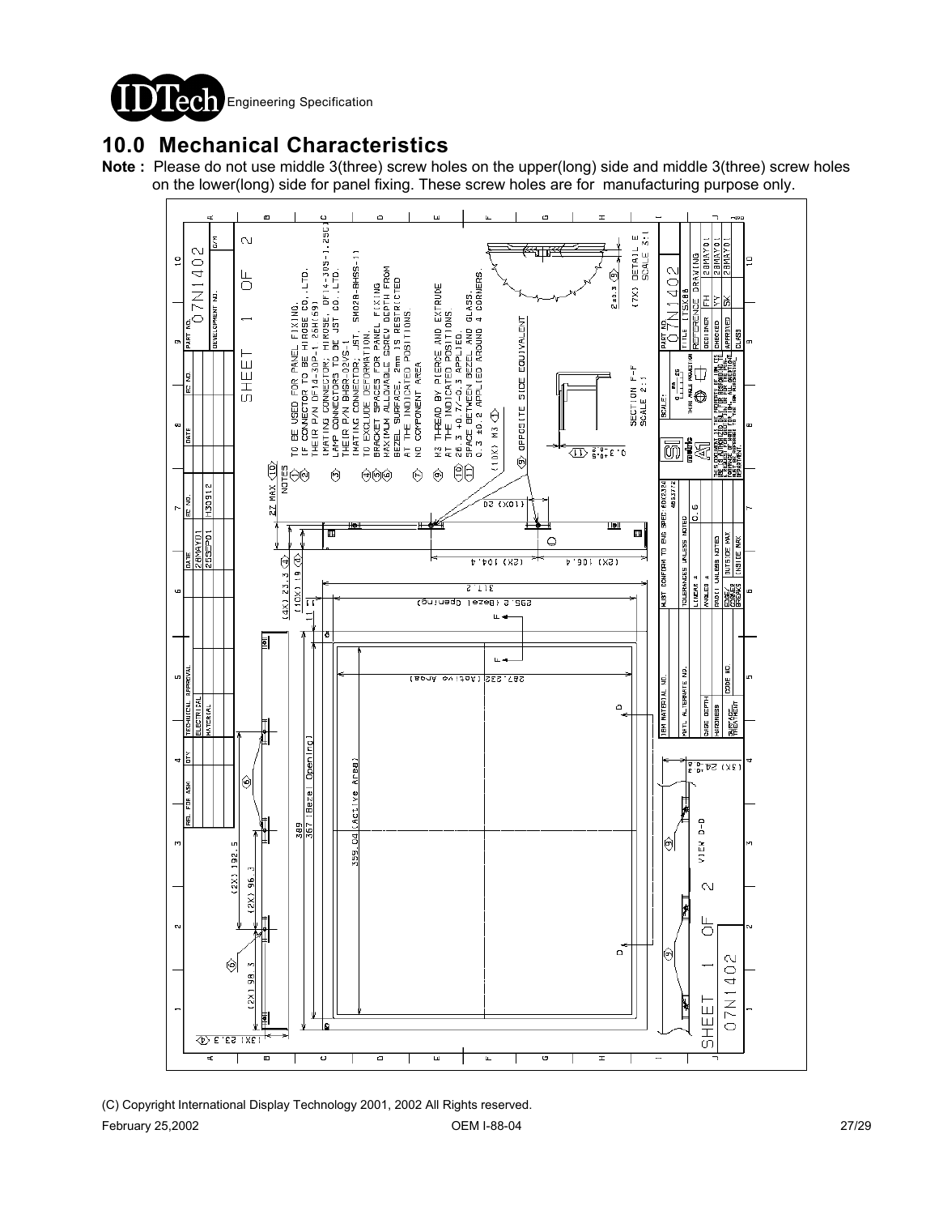## 10.0 Mechanical Characteristics

**Note :** Please do not use middle 3(three) screw holes on the upper(long) side and middle 3(three) screw holes on the lower(long) side for panel fixing. These screw holes are for manufacturing purpose only.

NOTES

1. TO BE USED FOR PANEL FIXING.
2. IF CONNECTOR TO BE HIROSE CO.,LTD. THEIR P/N DF14-30P-1.25H(59) (MATING CONNECTOR; HIROSE, DF14-30S-1.25C)
3. LAMP CONNECTORS TO BE JST CO.,LTD. THEIR P/N BHSR-02VS-1 (MATING CONNECTOR; JST, SM02B-BHSS-1)
4. TO EXCLUDE DEFORMATION.
5. BRACKET SPACES FOR PANEL FIXING
6. MAXIMUM ALLOWABLE SCREW DEPTH FROM BEZEL SURFACE, 2mm IS RESTRICTED AT THE INDICATED POSITIONS.
7. NO COMPONENT AREA
8. M3 THREAD BY PIERCE AND EXTRUDE AT THE INDICATED POSITIONS.
10. 26.3 +0.7/-0.3 APPLIED.
11. SPACE BETWEEN BEZEL AND GLASS. 0.3 ±0.2 APPLIED AROUND 4 CORNERS.

(10X) M3 ⑧

⑨ OPPOSITE SIDE EQUIVALENT

22 MAX ⑩

(4X) 23.3 ⑪

(10X) 19 ⑦

(10X) 20

(2X) 104.4

(2X) 106.4

317.2

295.2 (Bezel Opening)

287.232 (Active Area)

389

367 (Bezel Opening)

359.04 (Active Area)

(2X) 192.5

(2X) 96.3

(2X) 98.3

(3X) 23.3 ④

2±0.3 ⑧

(7X) DETAIL E SCALE 5:1

SECTION F-F SCALE 2:1

0.3±0.2 ⑪

VIEW D-D

PART NO. 07N1402

TITLE ITSX88 REFERENCE DRAWING

| DESIGNER | FH | 28MAY01 |
|---|---|---|
| CHECKED | YY | 28MAY01 |
| APPROVED | SK | 28MAY01 |

SHEET 1 OF 2

07N1402

MUST CONFORM TO ENG SPEC 6072324

TOLERANCES UNLESS NOTED

LINEAR ± 0.6

THIRD ANGLE PROJECTION

SCALE: 0 1:1 25 mm

EC NO. H30912

DATE 28MAY01 25SEP01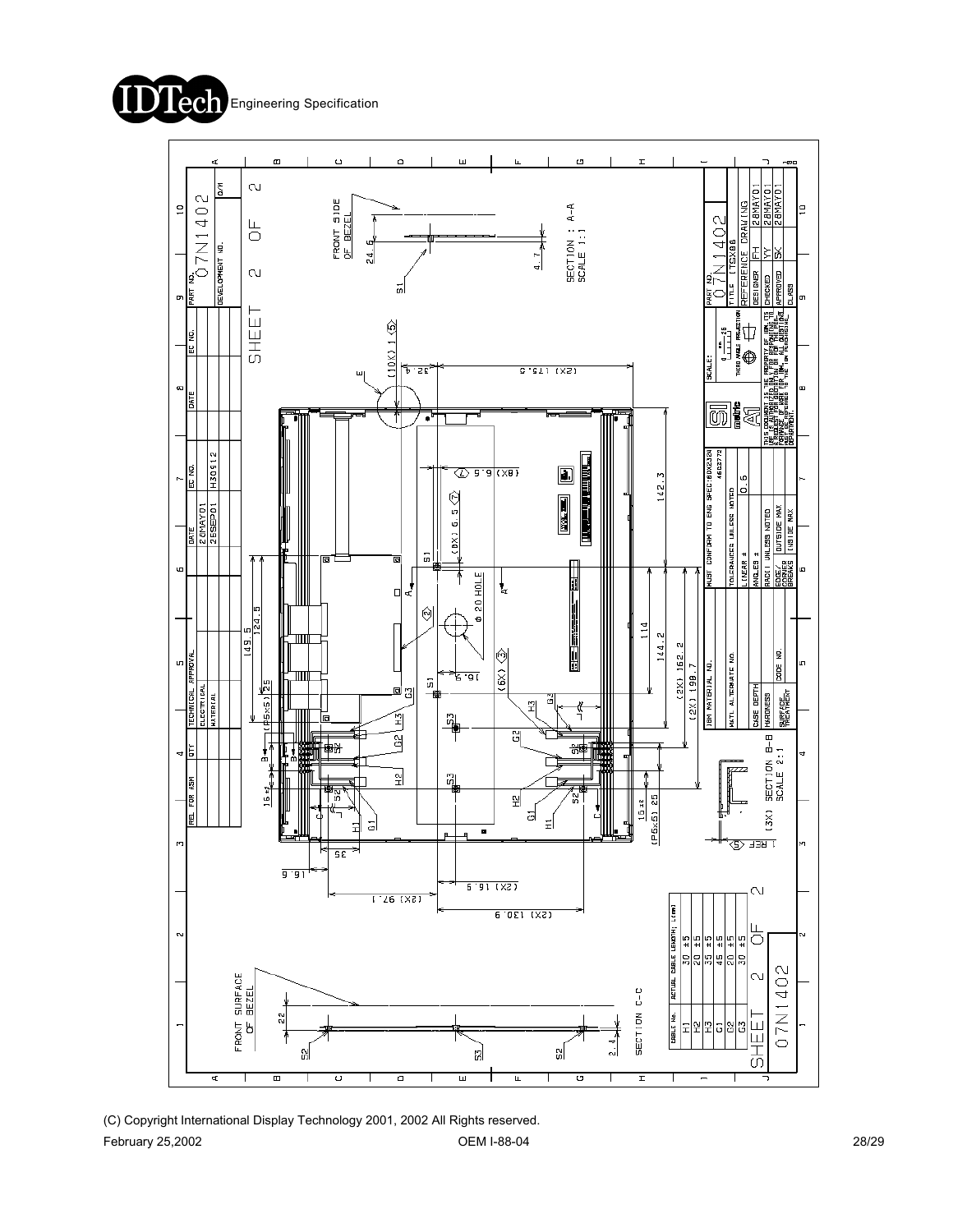Engineering Specification

PART NO. 07N1402

DEVELOPMENT NO.

SHEET 2 OF 2

| REL FOR ASM | QTY | TECHNICAL APPROVAL | | DATE | EC NO. | DATE | EC NO. |
|---|---|---|---|---|---|---|---|
| | | ELECTRICAL | | 20MAY01 | H30912 | | |
| | | MATERIAL | | 25SEP01 | | | |

FRONT SIDE OF BEZEL

24.6

4.7

S1

SECTION : A-A
SCALE 1:1

(10X) 1

E

32

(2X) 175.5

142.3

(8X) 6.5

(8X) 6.5

S1

φ 20 HOLE

114

144.2

(2X) 162.2

(2X) 190.7

149.5

124.5

(P5x5) 25

(6X)

S1

G3

H3

G2

H2

S3

S2

S2

G1

H1

G1

H2

H1

G2

H3

G3

B

B

C

C

A

A

16±2

15±2

(P5x5) 25

35

16.6

(2X) 97.1

(2X) 16.5

(2X) 130.9

FRONT SURFACE OF BEZEL

22

S2

S3

S2

2.4

SECTION C-C

(3X) SECTION B-B
SCALE 2:1

| CABLE No. | ACTUAL CABLE LENGTH (mm) |
|---|---|
| H1 | 30 ±5 |
| H2 | 20 ±5 |
| H3 | 35 ±5 |
| G1 | 45 ±5 |
| G2 | 20 ±5 |
| G3 | 30 ±5 |

SHEET 2 OF 2

07N1402

| | |
|---|---|
| MUST CONFORM TO ENG SPEC: | 4602772 |
| TOLERANCES UNLESS NOTED | |
| LINEAR ± | 0.5 |
| ANGLES ± | |
| RADII UNLESS NOTED | |
| EDGE/CORNER BREAKS | OUTSIDE MAX / INSIDE MAX |
| IBM MATERIAL NO. | |
| MAT'L ALTERNATE NO. | |
| CASE DEPTH | |
| HARDNESS | CODE NO. |
| SURFACE TREATMENT | |

SCALE:

THIRD ANGLE PROJECTION

THIS DOCUMENT IS THE PROPERTY OF IBM. ITS USE IS AUTHORIZED ONLY FOR RESPONDING TO A REQUEST FOR QUOTATION OR FOR THE PERFORMANCE OF WORK FOR IBM. ALL QUESTIONS MUST BE REFERRED TO THE IBM PURCHASING DEPARTMENT.

| | | |
|---|---|---|
| PART NO. | 07N1402 | |
| TITLE | (TGX86) | |
| REFERENCE DRAWING | | |
| DESIGNER | FH | 20MAY01 |
| CHECKED | YY | 20MAY01 |
| APPROVED | SK | 20MAY01 |
| CLASS | | |

(C) Copyright International Display Technology 2001, 2002 All Rights reserved.

February 25,2002 OEM I-88-04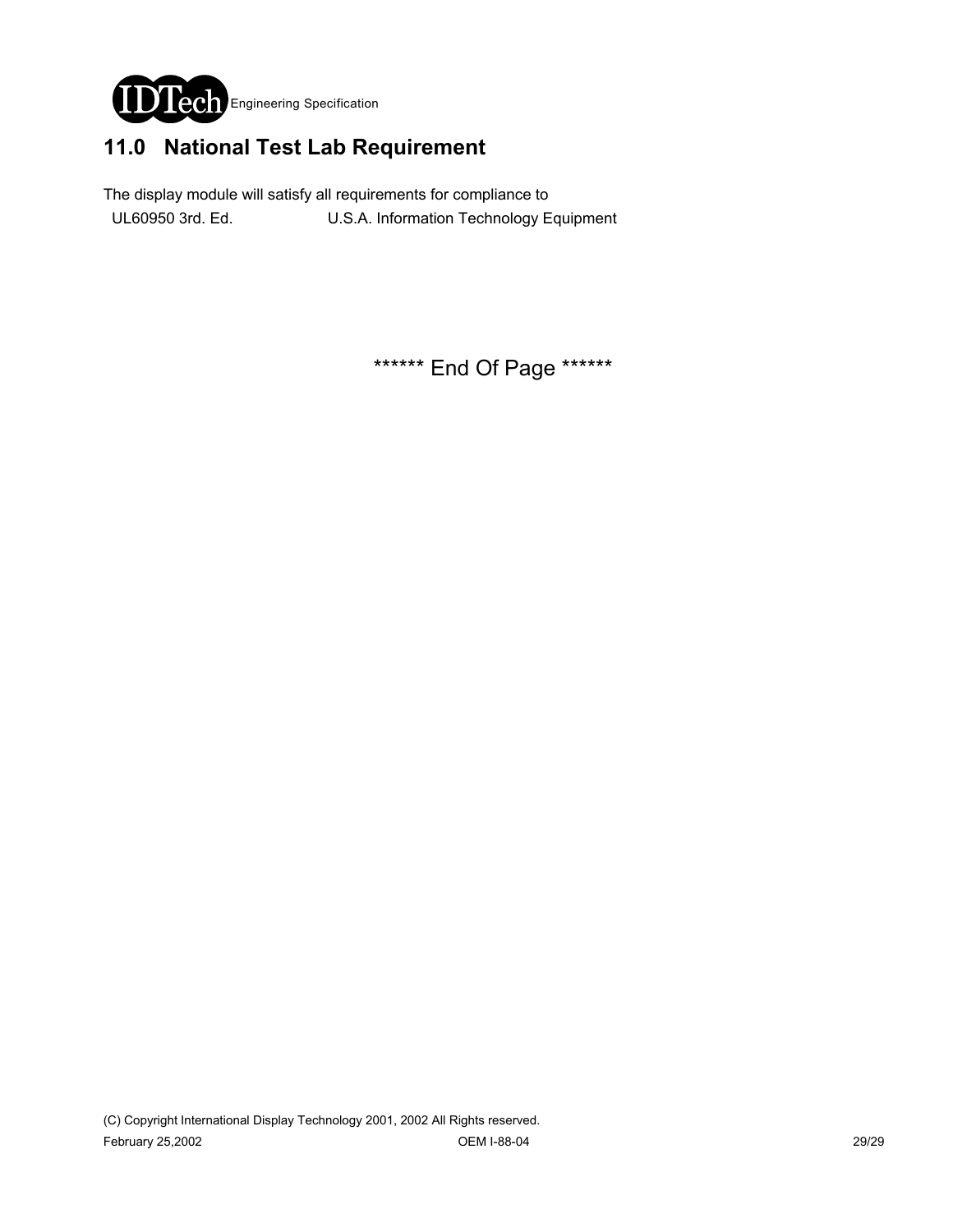## 11.0 National Test Lab Requirement

The display module will satisfy all requirements for compliance to

| | |
|---|---|
| UL60950 3rd. Ed. | U.S.A. Information Technology Equipment |

****** End Of Page ******

(C) Copyright International Display Technology 2001, 2002 All Rights reserved.